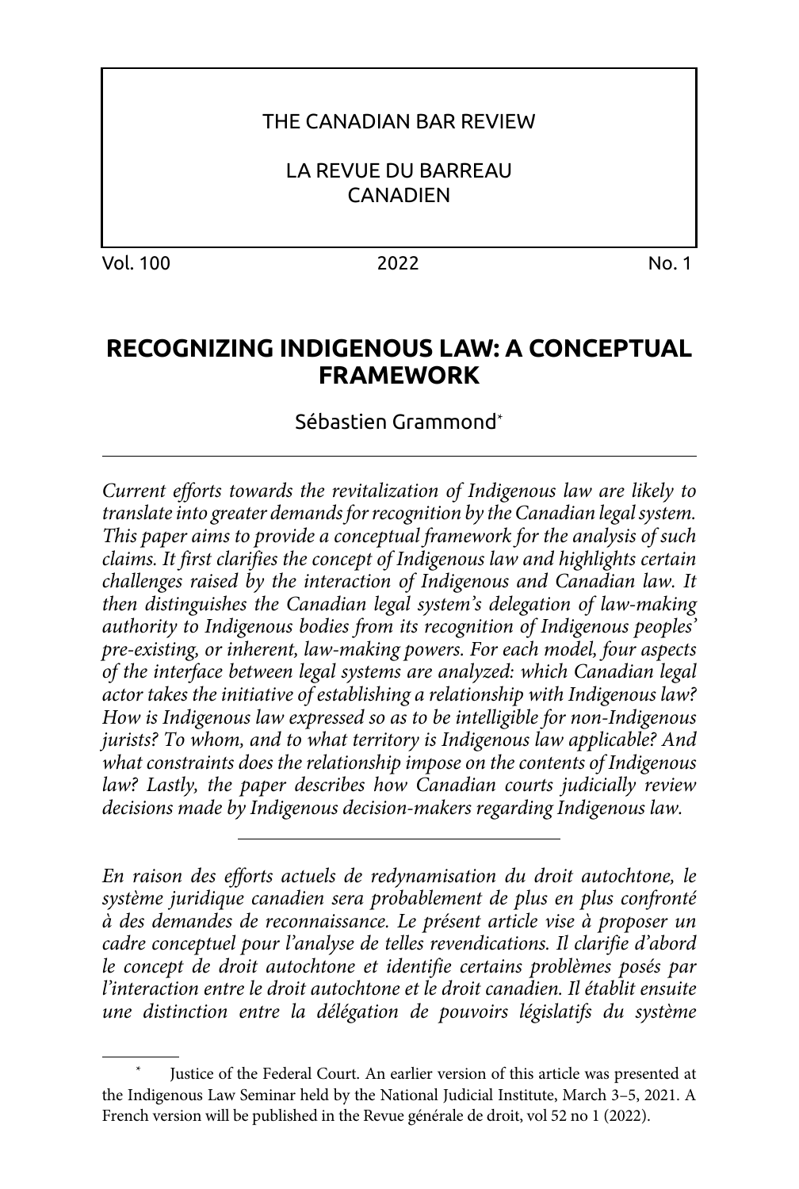THE CANADIAN BAR REVIEW

LA REVUE DU BARREAU CANADIEN

Vol. 100 2022 No. 1

# RECOGNIZING INDIGENOUS LAW: A CONCEPTUAL FRAMEWORK

Sébastien Grammond*

*Current efforts towards the revitalization of Indigenous law are likely to translate into greater demands for recognition by the Canadian legal system. This paper aims to provide a conceptual framework for the analysis of such claims. It first clarifies the concept of Indigenous law and highlights certain challenges raised by the interaction of Indigenous and Canadian law. It then distinguishes the Canadian legal system's delegation of law-making authority to Indigenous bodies from its recognition of Indigenous peoples' pre-existing, or inherent, law-making powers. For each model, four aspects of the interface between legal systems are analyzed: which Canadian legal actor takes the initiative of establishing a relationship with Indigenous law? How is Indigenous law expressed so as to be intelligible for non-Indigenous jurists? To whom, and to what territory is Indigenous law applicable? And what constraints does the relationship impose on the contents of Indigenous law? Lastly, the paper describes how Canadian courts judicially review decisions made by Indigenous decision-makers regarding Indigenous law.*

---

*En raison des efforts actuels de redynamisation du droit autochtone, le système juridique canadien sera probablement de plus en plus confronté à des demandes de reconnaissance. Le présent article vise à proposer un cadre conceptuel pour l'analyse de telles revendications. Il clarifie d'abord le concept de droit autochtone et identifie certains problèmes posés par l'interaction entre le droit autochtone et le droit canadien. Il établit ensuite une distinction entre la délégation de pouvoirs législatifs du système*

---

\* Justice of the Federal Court. An earlier version of this article was presented at the Indigenous Law Seminar held by the National Judicial Institute, March 3–5, 2021. A French version will be published in the Revue générale de droit, vol 52 no 1 (2022).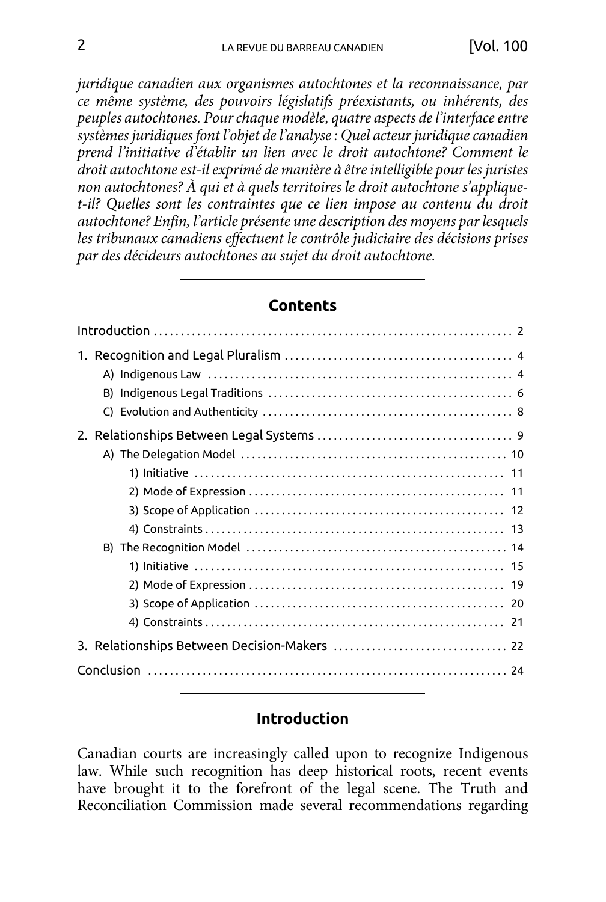*juridique canadien aux organismes autochtones et la reconnaissance, par ce même système, des pouvoirs législatifs préexistants, ou inhérents, des peuples autochtones. Pour chaque modèle, quatre aspects de l'interface entre systèmes juridiques font l'objet de l'analyse : Quel acteur juridique canadien prend l'initiative d'établir un lien avec le droit autochtone? Comment le droit autochtone est-il exprimé de manière à être intelligible pour les juristes non autochtones? À qui et à quels territoires le droit autochtone s'applique-t-il? Quelles sont les contraintes que ce lien impose au contenu du droit autochtone? Enfin, l'article présente une description des moyens par lesquels les tribunaux canadiens effectuent le contrôle judiciaire des décisions prises par des décideurs autochtones au sujet du droit autochtone.*

---

## Contents

- Introduction ........ 2
- 1. Recognition and Legal Pluralism ........ 4
  - A) Indigenous Law ........ 4
  - B) Indigenous Legal Traditions ........ 6
  - C) Evolution and Authenticity ........ 8
- 2. Relationships Between Legal Systems ........ 9
  - A) The Delegation Model ........ 10
    - 1) Initiative ........ 11
    - 2) Mode of Expression ........ 11
    - 3) Scope of Application ........ 12
    - 4) Constraints ........ 13
  - B) The Recognition Model ........ 14
    - 1) Initiative ........ 15
    - 2) Mode of Expression ........ 19
    - 3) Scope of Application ........ 20
    - 4) Constraints ........ 21
- 3. Relationships Between Decision-Makers ........ 22
- Conclusion ........ 24

---

## Introduction

Canadian courts are increasingly called upon to recognize Indigenous law. While such recognition has deep historical roots, recent events have brought it to the forefront of the legal scene. The Truth and Reconciliation Commission made several recommendations regarding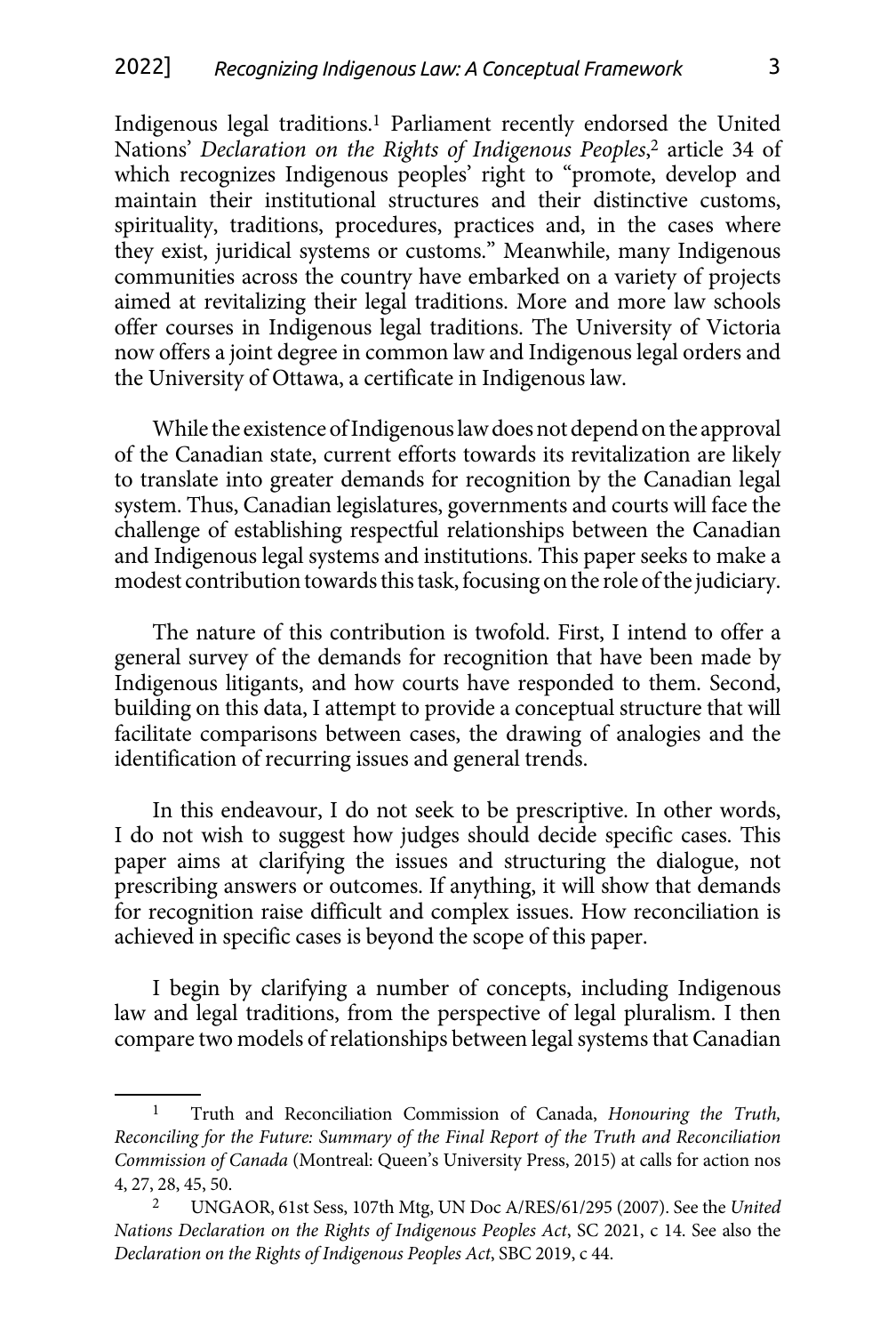Indigenous legal traditions.[1] Parliament recently endorsed the United Nations' *Declaration on the Rights of Indigenous Peoples*,[2] article 34 of which recognizes Indigenous peoples' right to "promote, develop and maintain their institutional structures and their distinctive customs, spirituality, traditions, procedures, practices and, in the cases where they exist, juridical systems or customs." Meanwhile, many Indigenous communities across the country have embarked on a variety of projects aimed at revitalizing their legal traditions. More and more law schools offer courses in Indigenous legal traditions. The University of Victoria now offers a joint degree in common law and Indigenous legal orders and the University of Ottawa, a certificate in Indigenous law.

While the existence of Indigenous law does not depend on the approval of the Canadian state, current efforts towards its revitalization are likely to translate into greater demands for recognition by the Canadian legal system. Thus, Canadian legislatures, governments and courts will face the challenge of establishing respectful relationships between the Canadian and Indigenous legal systems and institutions. This paper seeks to make a modest contribution towards this task, focusing on the role of the judiciary.

The nature of this contribution is twofold. First, I intend to offer a general survey of the demands for recognition that have been made by Indigenous litigants, and how courts have responded to them. Second, building on this data, I attempt to provide a conceptual structure that will facilitate comparisons between cases, the drawing of analogies and the identification of recurring issues and general trends.

In this endeavour, I do not seek to be prescriptive. In other words, I do not wish to suggest how judges should decide specific cases. This paper aims at clarifying the issues and structuring the dialogue, not prescribing answers or outcomes. If anything, it will show that demands for recognition raise difficult and complex issues. How reconciliation is achieved in specific cases is beyond the scope of this paper.

I begin by clarifying a number of concepts, including Indigenous law and legal traditions, from the perspective of legal pluralism. I then compare two models of relationships between legal systems that Canadian

---

[1] Truth and Reconciliation Commission of Canada, *Honouring the Truth, Reconciling for the Future: Summary of the Final Report of the Truth and Reconciliation Commission of Canada* (Montreal: Queen's University Press, 2015) at calls for action nos 4, 27, 28, 45, 50.

[2] UNGAOR, 61st Sess, 107th Mtg, UN Doc A/RES/61/295 (2007). See the *United Nations Declaration on the Rights of Indigenous Peoples Act*, SC 2021, c 14. See also the *Declaration on the Rights of Indigenous Peoples Act*, SBC 2019, c 44.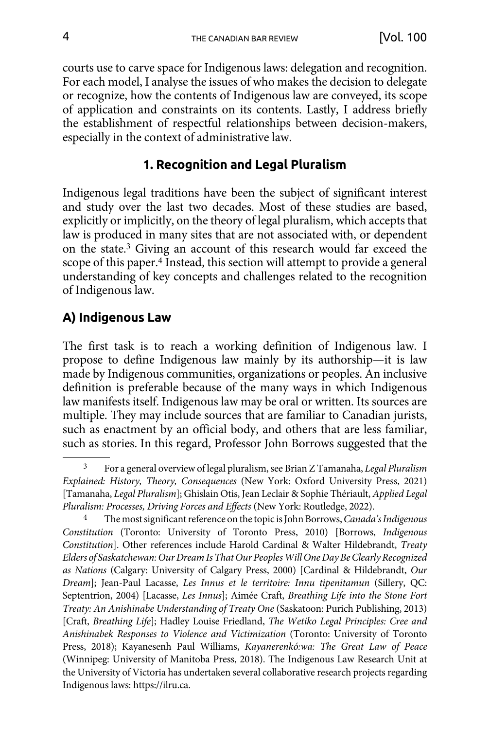courts use to carve space for Indigenous laws: delegation and recognition. For each model, I analyse the issues of who makes the decision to delegate or recognize, how the contents of Indigenous law are conveyed, its scope of application and constraints on its contents. Lastly, I address briefly the establishment of respectful relationships between decision-makers, especially in the context of administrative law.

## 1. Recognition and Legal Pluralism

Indigenous legal traditions have been the subject of significant interest and study over the last two decades. Most of these studies are based, explicitly or implicitly, on the theory of legal pluralism, which accepts that law is produced in many sites that are not associated with, or dependent on the state.[3] Giving an account of this research would far exceed the scope of this paper.[4] Instead, this section will attempt to provide a general understanding of key concepts and challenges related to the recognition of Indigenous law.

### A) Indigenous Law

The first task is to reach a working definition of Indigenous law. I propose to define Indigenous law mainly by its authorship—it is law made by Indigenous communities, organizations or peoples. An inclusive definition is preferable because of the many ways in which Indigenous law manifests itself. Indigenous law may be oral or written. Its sources are multiple. They may include sources that are familiar to Canadian jurists, such as enactment by an official body, and others that are less familiar, such as stories. In this regard, Professor John Borrows suggested that the

---

[3] For a general overview of legal pluralism, see Brian Z Tamanaha, *Legal Pluralism Explained: History, Theory, Consequences* (New York: Oxford University Press, 2021) [Tamanaha, *Legal Pluralism*]; Ghislain Otis, Jean Leclair & Sophie Thériault, *Applied Legal Pluralism: Processes, Driving Forces and Effects* (New York: Routledge, 2022).

[4] The most significant reference on the topic is John Borrows, *Canada's Indigenous Constitution* (Toronto: University of Toronto Press, 2010) [Borrows, *Indigenous Constitution*]. Other references include Harold Cardinal & Walter Hildebrandt, *Treaty Elders of Saskatchewan: Our Dream Is That Our Peoples Will One Day Be Clearly Recognized as Nations* (Calgary: University of Calgary Press, 2000) [Cardinal & Hildebrandt, *Our Dream*]; Jean-Paul Lacasse, *Les Innus et le territoire: Innu tipenitamun* (Sillery, QC: Septentrion, 2004) [Lacasse, *Les Innus*]; Aimée Craft, *Breathing Life into the Stone Fort Treaty: An Anishinabe Understanding of Treaty One* (Saskatoon: Purich Publishing, 2013) [Craft, *Breathing Life*]; Hadley Louise Friedland, *The Wetiko Legal Principles: Cree and Anishinabek Responses to Violence and Victimization* (Toronto: University of Toronto Press, 2018); Kayanesenh Paul Williams, *Kayanerenkó:wa: The Great Law of Peace* (Winnipeg: University of Manitoba Press, 2018). The Indigenous Law Research Unit at the University of Victoria has undertaken several collaborative research projects regarding Indigenous laws: https://ilru.ca.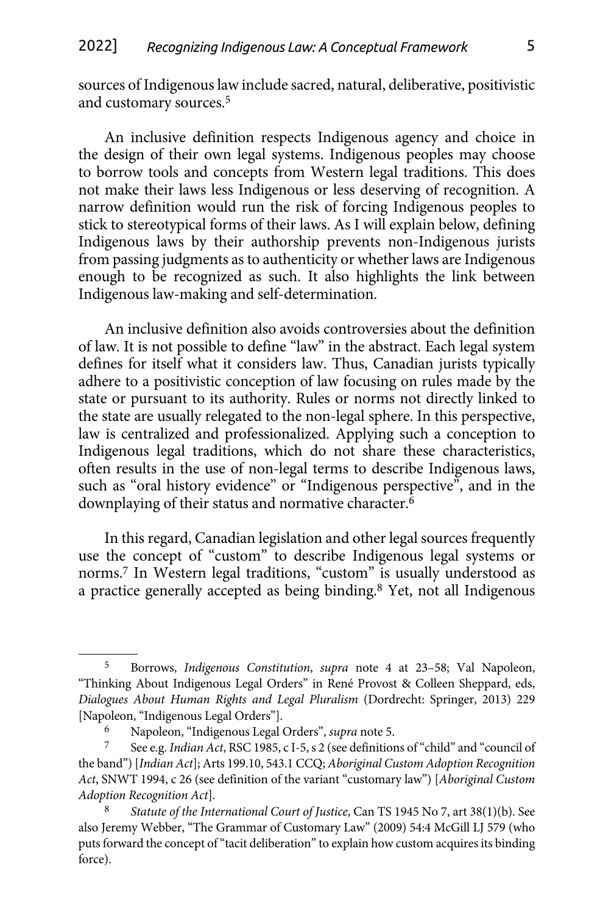sources of Indigenous law include sacred, natural, deliberative, positivistic and customary sources.[5]

An inclusive definition respects Indigenous agency and choice in the design of their own legal systems. Indigenous peoples may choose to borrow tools and concepts from Western legal traditions. This does not make their laws less Indigenous or less deserving of recognition. A narrow definition would run the risk of forcing Indigenous peoples to stick to stereotypical forms of their laws. As I will explain below, defining Indigenous laws by their authorship prevents non-Indigenous jurists from passing judgments as to authenticity or whether laws are Indigenous enough to be recognized as such. It also highlights the link between Indigenous law-making and self-determination.

An inclusive definition also avoids controversies about the definition of law. It is not possible to define "law" in the abstract. Each legal system defines for itself what it considers law. Thus, Canadian jurists typically adhere to a positivistic conception of law focusing on rules made by the state or pursuant to its authority. Rules or norms not directly linked to the state are usually relegated to the non-legal sphere. In this perspective, law is centralized and professionalized. Applying such a conception to Indigenous legal traditions, which do not share these characteristics, often results in the use of non-legal terms to describe Indigenous laws, such as "oral history evidence" or "Indigenous perspective", and in the downplaying of their status and normative character.[6]

In this regard, Canadian legislation and other legal sources frequently use the concept of "custom" to describe Indigenous legal systems or norms.[7] In Western legal traditions, "custom" is usually understood as a practice generally accepted as being binding.[8] Yet, not all Indigenous

---

[5] Borrows, *Indigenous Constitution*, *supra* note 4 at 23–58; Val Napoleon, "Thinking About Indigenous Legal Orders" in René Provost & Colleen Sheppard, eds, *Dialogues About Human Rights and Legal Pluralism* (Dordrecht: Springer, 2013) 229 [Napoleon, "Indigenous Legal Orders"].

[6] Napoleon, "Indigenous Legal Orders", *supra* note 5.

[7] See e.g. *Indian Act*, RSC 1985, c I-5, s 2 (see definitions of "child" and "council of the band") [*Indian Act*]; Arts 199.10, 543.1 CCQ; *Aboriginal Custom Adoption Recognition Act*, SNWT 1994, c 26 (see definition of the variant "customary law") [*Aboriginal Custom Adoption Recognition Act*].

[8] *Statute of the International Court of Justice*, Can TS 1945 No 7, art 38(1)(b). See also Jeremy Webber, "The Grammar of Customary Law" (2009) 54:4 McGill LJ 579 (who puts forward the concept of "tacit deliberation" to explain how custom acquires its binding force).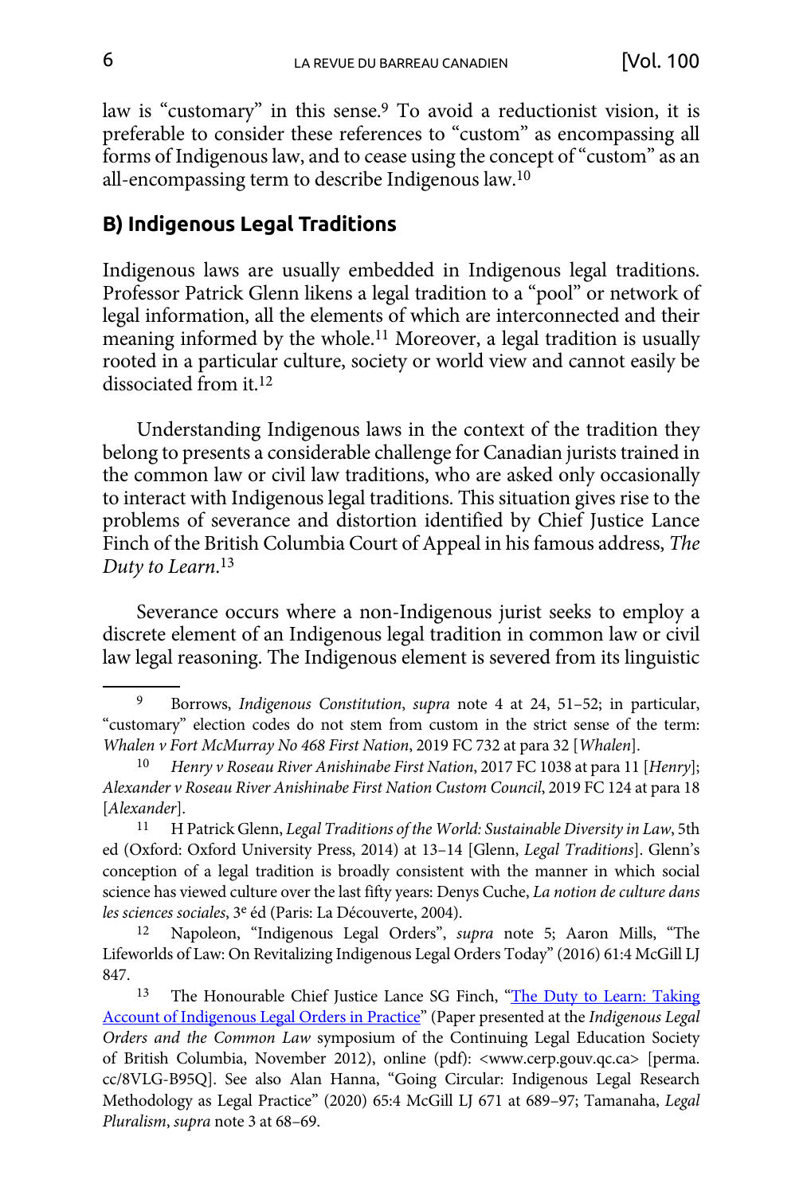law is "customary" in this sense.[9] To avoid a reductionist vision, it is preferable to consider these references to "custom" as encompassing all forms of Indigenous law, and to cease using the concept of "custom" as an all-encompassing term to describe Indigenous law.[10]

## B) Indigenous Legal Traditions

Indigenous laws are usually embedded in Indigenous legal traditions. Professor Patrick Glenn likens a legal tradition to a "pool" or network of legal information, all the elements of which are interconnected and their meaning informed by the whole.[11] Moreover, a legal tradition is usually rooted in a particular culture, society or world view and cannot easily be dissociated from it.[12]

Understanding Indigenous laws in the context of the tradition they belong to presents a considerable challenge for Canadian jurists trained in the common law or civil law traditions, who are asked only occasionally to interact with Indigenous legal traditions. This situation gives rise to the problems of severance and distortion identified by Chief Justice Lance Finch of the British Columbia Court of Appeal in his famous address, *The Duty to Learn*.[13]

Severance occurs where a non-Indigenous jurist seeks to employ a discrete element of an Indigenous legal tradition in common law or civil law legal reasoning. The Indigenous element is severed from its linguistic

---

[9] Borrows, *Indigenous Constitution*, *supra* note 4 at 24, 51–52; in particular, "customary" election codes do not stem from custom in the strict sense of the term: *Whalen v Fort McMurray No 468 First Nation*, 2019 FC 732 at para 32 [*Whalen*].

[10] *Henry v Roseau River Anishinabe First Nation*, 2017 FC 1038 at para 11 [*Henry*]; *Alexander v Roseau River Anishinabe First Nation Custom Council*, 2019 FC 124 at para 18 [*Alexander*].

[11] H Patrick Glenn, *Legal Traditions of the World: Sustainable Diversity in Law*, 5th ed (Oxford: Oxford University Press, 2014) at 13–14 [Glenn, *Legal Traditions*]. Glenn's conception of a legal tradition is broadly consistent with the manner in which social science has viewed culture over the last fifty years: Denys Cuche, *La notion de culture dans les sciences sociales*, 3e éd (Paris: La Découverte, 2004).

[12] Napoleon, "Indigenous Legal Orders", *supra* note 5; Aaron Mills, "The Lifeworlds of Law: On Revitalizing Indigenous Legal Orders Today" (2016) 61:4 McGill LJ 847.

[13] The Honourable Chief Justice Lance SG Finch, "The Duty to Learn: Taking Account of Indigenous Legal Orders in Practice" (Paper presented at the *Indigenous Legal Orders and the Common Law* symposium of the Continuing Legal Education Society of British Columbia, November 2012), online (pdf): <www.cerp.gouv.qc.ca> [perma.cc/8VLG-B95Q]. See also Alan Hanna, "Going Circular: Indigenous Legal Research Methodology as Legal Practice" (2020) 65:4 McGill LJ 671 at 689–97; Tamanaha, *Legal Pluralism*, *supra* note 3 at 68–69.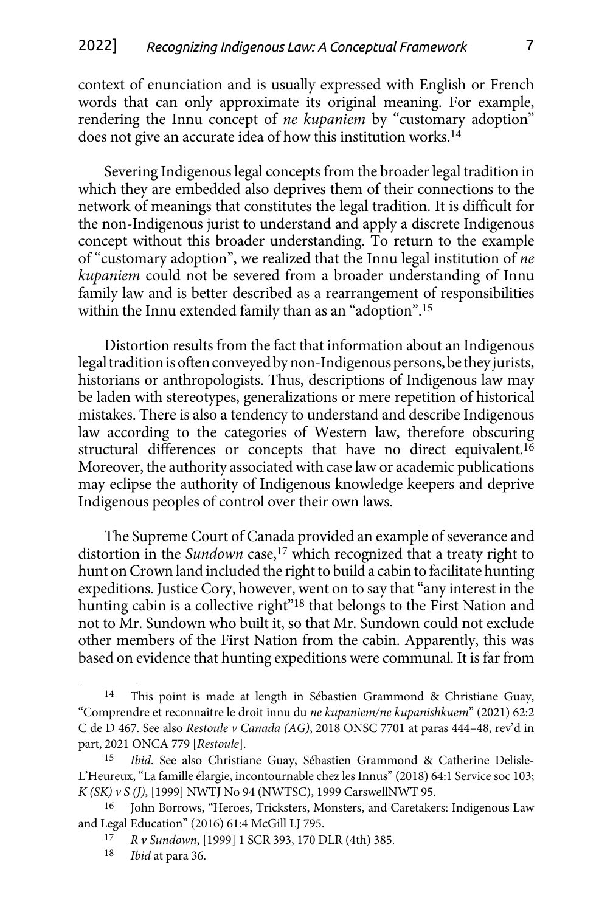context of enunciation and is usually expressed with English or French words that can only approximate its original meaning. For example, rendering the Innu concept of *ne kupaniem* by "customary adoption" does not give an accurate idea of how this institution works.[14]

Severing Indigenous legal concepts from the broader legal tradition in which they are embedded also deprives them of their connections to the network of meanings that constitutes the legal tradition. It is difficult for the non-Indigenous jurist to understand and apply a discrete Indigenous concept without this broader understanding. To return to the example of "customary adoption", we realized that the Innu legal institution of *ne kupaniem* could not be severed from a broader understanding of Innu family law and is better described as a rearrangement of responsibilities within the Innu extended family than as an "adoption".[15]

Distortion results from the fact that information about an Indigenous legal tradition is often conveyed by non-Indigenous persons, be they jurists, historians or anthropologists. Thus, descriptions of Indigenous law may be laden with stereotypes, generalizations or mere repetition of historical mistakes. There is also a tendency to understand and describe Indigenous law according to the categories of Western law, therefore obscuring structural differences or concepts that have no direct equivalent.[16] Moreover, the authority associated with case law or academic publications may eclipse the authority of Indigenous knowledge keepers and deprive Indigenous peoples of control over their own laws.

The Supreme Court of Canada provided an example of severance and distortion in the *Sundown* case,[17] which recognized that a treaty right to hunt on Crown land included the right to build a cabin to facilitate hunting expeditions. Justice Cory, however, went on to say that "any interest in the hunting cabin is a collective right"[18] that belongs to the First Nation and not to Mr. Sundown who built it, so that Mr. Sundown could not exclude other members of the First Nation from the cabin. Apparently, this was based on evidence that hunting expeditions were communal. It is far from

---

[14] This point is made at length in Sébastien Grammond & Christiane Guay, "Comprendre et reconnaître le droit innu du *ne kupaniem/ne kupanishkuem*" (2021) 62:2 C de D 467. See also *Restoule v Canada (AG)*, 2018 ONSC 7701 at paras 444–48, rev'd in part, 2021 ONCA 779 [*Restoule*].

[15] *Ibid*. See also Christiane Guay, Sébastien Grammond & Catherine Delisle-L'Heureux, "La famille élargie, incontournable chez les Innus" (2018) 64:1 Service soc 103; *K (SK) v S (J)*, [1999] NWTJ No 94 (NWTSC), 1999 CarswellNWT 95.

[16] John Borrows, "Heroes, Tricksters, Monsters, and Caretakers: Indigenous Law and Legal Education" (2016) 61:4 McGill LJ 795.

[17] *R v Sundown*, [1999] 1 SCR 393, 170 DLR (4th) 385.

[18] *Ibid* at para 36.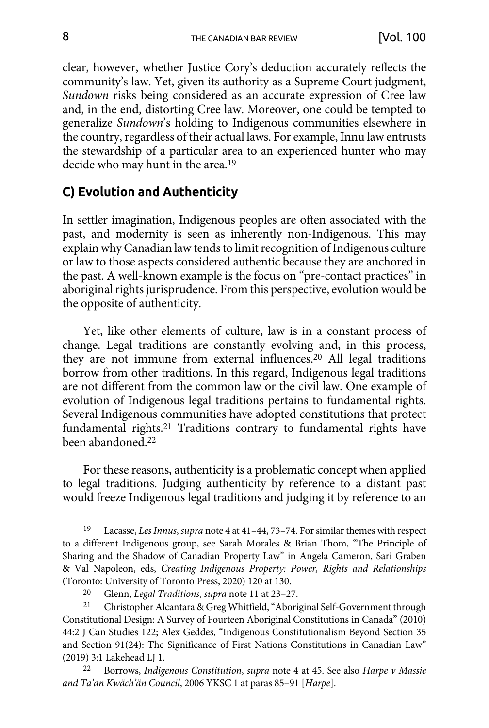clear, however, whether Justice Cory's deduction accurately reflects the community's law. Yet, given its authority as a Supreme Court judgment, *Sundown* risks being considered as an accurate expression of Cree law and, in the end, distorting Cree law. Moreover, one could be tempted to generalize *Sundown*'s holding to Indigenous communities elsewhere in the country, regardless of their actual laws. For example, Innu law entrusts the stewardship of a particular area to an experienced hunter who may decide who may hunt in the area.[19]

### C) Evolution and Authenticity

In settler imagination, Indigenous peoples are often associated with the past, and modernity is seen as inherently non-Indigenous. This may explain why Canadian law tends to limit recognition of Indigenous culture or law to those aspects considered authentic because they are anchored in the past. A well-known example is the focus on "pre-contact practices" in aboriginal rights jurisprudence. From this perspective, evolution would be the opposite of authenticity.

Yet, like other elements of culture, law is in a constant process of change. Legal traditions are constantly evolving and, in this process, they are not immune from external influences.[20] All legal traditions borrow from other traditions. In this regard, Indigenous legal traditions are not different from the common law or the civil law. One example of evolution of Indigenous legal traditions pertains to fundamental rights. Several Indigenous communities have adopted constitutions that protect fundamental rights.[21] Traditions contrary to fundamental rights have been abandoned.[22]

For these reasons, authenticity is a problematic concept when applied to legal traditions. Judging authenticity by reference to a distant past would freeze Indigenous legal traditions and judging it by reference to an

---

[19] Lacasse, *Les Innus*, *supra* note 4 at 41–44, 73–74. For similar themes with respect to a different Indigenous group, see Sarah Morales & Brian Thom, "The Principle of Sharing and the Shadow of Canadian Property Law" in Angela Cameron, Sari Graben & Val Napoleon, eds, *Creating Indigenous Property: Power, Rights and Relationships* (Toronto: University of Toronto Press, 2020) 120 at 130.

[20] Glenn, *Legal Traditions*, *supra* note 11 at 23–27.

[21] Christopher Alcantara & Greg Whitfield, "Aboriginal Self-Government through Constitutional Design: A Survey of Fourteen Aboriginal Constitutions in Canada" (2010) 44:2 J Can Studies 122; Alex Geddes, "Indigenous Constitutionalism Beyond Section 35 and Section 91(24): The Significance of First Nations Constitutions in Canadian Law" (2019) 3:1 Lakehead LJ 1.

[22] Borrows, *Indigenous Constitution*, *supra* note 4 at 45. See also *Harpe v Massie and Ta'an Kwäch'än Council*, 2006 YKSC 1 at paras 85–91 [*Harpe*].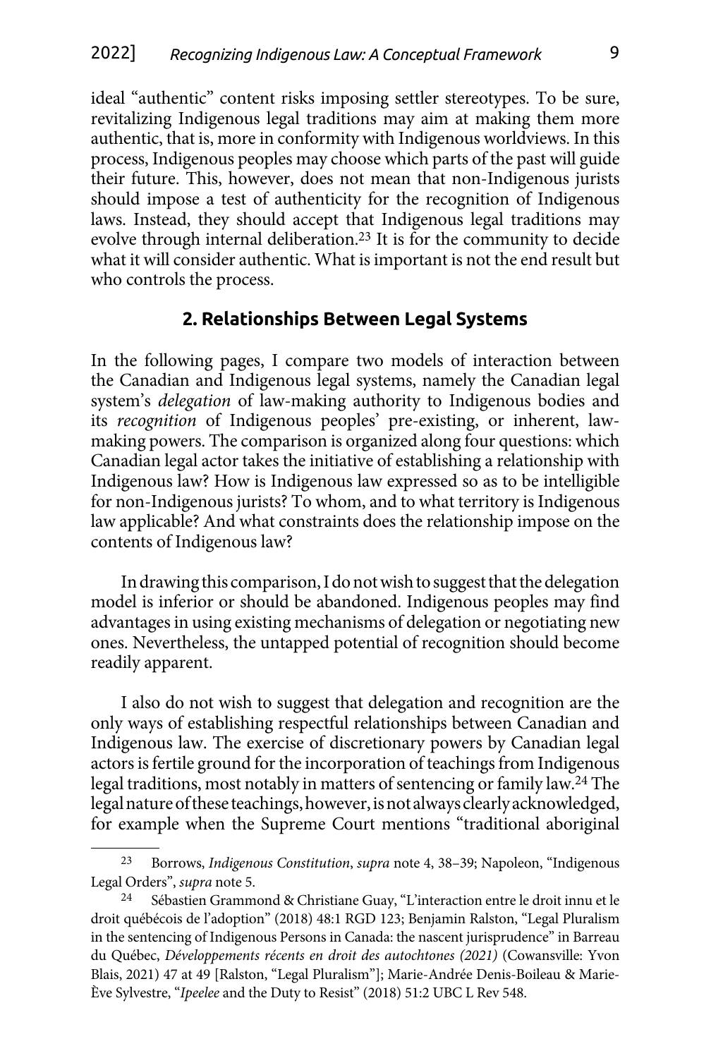ideal "authentic" content risks imposing settler stereotypes. To be sure, revitalizing Indigenous legal traditions may aim at making them more authentic, that is, more in conformity with Indigenous worldviews. In this process, Indigenous peoples may choose which parts of the past will guide their future. This, however, does not mean that non-Indigenous jurists should impose a test of authenticity for the recognition of Indigenous laws. Instead, they should accept that Indigenous legal traditions may evolve through internal deliberation.[23] It is for the community to decide what it will consider authentic. What is important is not the end result but who controls the process.

## 2. Relationships Between Legal Systems

In the following pages, I compare two models of interaction between the Canadian and Indigenous legal systems, namely the Canadian legal system's *delegation* of law-making authority to Indigenous bodies and its *recognition* of Indigenous peoples' pre-existing, or inherent, law-making powers. The comparison is organized along four questions: which Canadian legal actor takes the initiative of establishing a relationship with Indigenous law? How is Indigenous law expressed so as to be intelligible for non-Indigenous jurists? To whom, and to what territory is Indigenous law applicable? And what constraints does the relationship impose on the contents of Indigenous law?

In drawing this comparison, I do not wish to suggest that the delegation model is inferior or should be abandoned. Indigenous peoples may find advantages in using existing mechanisms of delegation or negotiating new ones. Nevertheless, the untapped potential of recognition should become readily apparent.

I also do not wish to suggest that delegation and recognition are the only ways of establishing respectful relationships between Canadian and Indigenous law. The exercise of discretionary powers by Canadian legal actors is fertile ground for the incorporation of teachings from Indigenous legal traditions, most notably in matters of sentencing or family law.[24] The legal nature of these teachings, however, is not always clearly acknowledged, for example when the Supreme Court mentions "traditional aboriginal

---

[23] Borrows, *Indigenous Constitution*, *supra* note 4, 38–39; Napoleon, "Indigenous Legal Orders", *supra* note 5.

[24] Sébastien Grammond & Christiane Guay, "L'interaction entre le droit innu et le droit québécois de l'adoption" (2018) 48:1 RGD 123; Benjamin Ralston, "Legal Pluralism in the sentencing of Indigenous Persons in Canada: the nascent jurisprudence" in Barreau du Québec, *Développements récents en droit des autochtones (2021)* (Cowansville: Yvon Blais, 2021) 47 at 49 [Ralston, "Legal Pluralism"]; Marie-Andrée Denis-Boileau & Marie-Ève Sylvestre, "*Ipeelee* and the Duty to Resist" (2018) 51:2 UBC L Rev 548.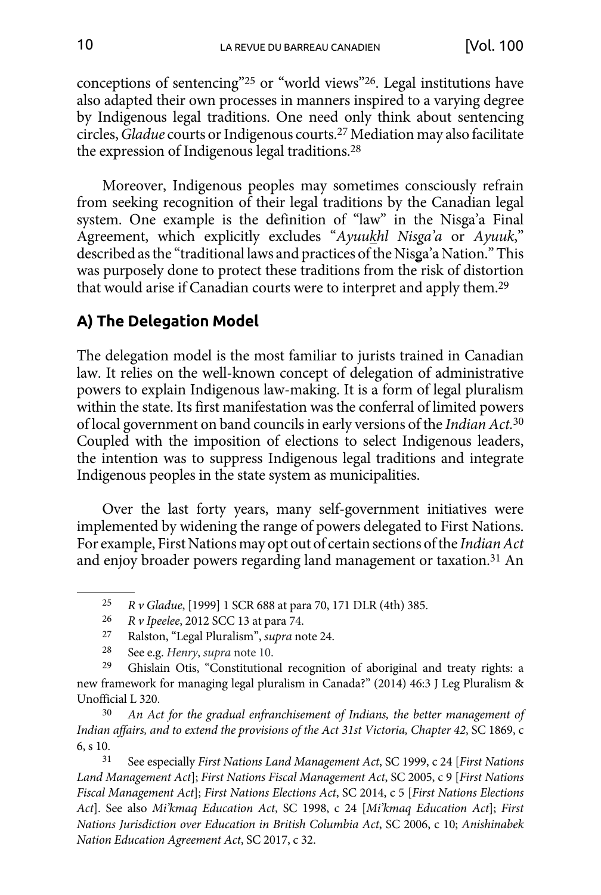conceptions of sentencing"[25] or "world views"[26]. Legal institutions have also adapted their own processes in manners inspired to a varying degree by Indigenous legal traditions. One need only think about sentencing circles, *Gladue* courts or Indigenous courts.[27] Mediation may also facilitate the expression of Indigenous legal traditions.[28]

Moreover, Indigenous peoples may sometimes consciously refrain from seeking recognition of their legal traditions by the Canadian legal system. One example is the definition of "law" in the Nisga'a Final Agreement, which explicitly excludes "*Ayuukhl Nisga'a* or *Ayuuk*," described as the "traditional laws and practices of the Nisga'a Nation." This was purposely done to protect these traditions from the risk of distortion that would arise if Canadian courts were to interpret and apply them.[29]

## A) The Delegation Model

The delegation model is the most familiar to jurists trained in Canadian law. It relies on the well-known concept of delegation of administrative powers to explain Indigenous law-making. It is a form of legal pluralism within the state. Its first manifestation was the conferral of limited powers of local government on band councils in early versions of the *Indian Act*.[30] Coupled with the imposition of elections to select Indigenous leaders, the intention was to suppress Indigenous legal traditions and integrate Indigenous peoples in the state system as municipalities.

Over the last forty years, many self-government initiatives were implemented by widening the range of powers delegated to First Nations. For example, First Nations may opt out of certain sections of the *Indian Act* and enjoy broader powers regarding land management or taxation.[31] An

---

[25] *R v Gladue*, [1999] 1 SCR 688 at para 70, 171 DLR (4th) 385.

[26] *R v Ipeelee*, 2012 SCC 13 at para 74.

[27] Ralston, "Legal Pluralism", *supra* note 24.

[28] See e.g. *Henry*, *supra* note 10.

[29] Ghislain Otis, "Constitutional recognition of aboriginal and treaty rights: a new framework for managing legal pluralism in Canada?" (2014) 46:3 J Leg Pluralism & Unofficial L 320.

[30] *An Act for the gradual enfranchisement of Indians, the better management of Indian affairs, and to extend the provisions of the Act 31st Victoria, Chapter 42*, SC 1869, c 6, s 10.

[31] See especially *First Nations Land Management Act*, SC 1999, c 24 [*First Nations Land Management Act*]; *First Nations Fiscal Management Act*, SC 2005, c 9 [*First Nations Fiscal Management Act*]; *First Nations Elections Act*, SC 2014, c 5 [*First Nations Elections Act*]. See also *Mi'kmaq Education Act*, SC 1998, c 24 [*Mi'kmaq Education Act*]; *First Nations Jurisdiction over Education in British Columbia Act*, SC 2006, c 10; *Anishinabek Nation Education Agreement Act*, SC 2017, c 32.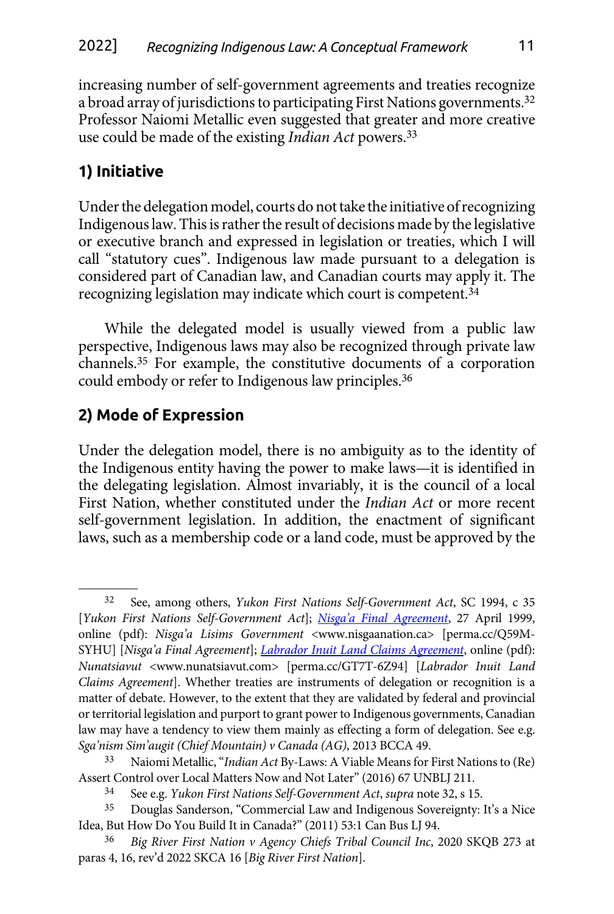increasing number of self-government agreements and treaties recognize a broad array of jurisdictions to participating First Nations governments.[32] Professor Naiomi Metallic even suggested that greater and more creative use could be made of the existing *Indian Act* powers.[33]

### 1) Initiative

Under the delegation model, courts do not take the initiative of recognizing Indigenous law. This is rather the result of decisions made by the legislative or executive branch and expressed in legislation or treaties, which I will call "statutory cues". Indigenous law made pursuant to a delegation is considered part of Canadian law, and Canadian courts may apply it. The recognizing legislation may indicate which court is competent.[34]

While the delegated model is usually viewed from a public law perspective, Indigenous laws may also be recognized through private law channels.[35] For example, the constitutive documents of a corporation could embody or refer to Indigenous law principles.[36]

### 2) Mode of Expression

Under the delegation model, there is no ambiguity as to the identity of the Indigenous entity having the power to make laws—it is identified in the delegating legislation. Almost invariably, it is the council of a local First Nation, whether constituted under the *Indian Act* or more recent self-government legislation. In addition, the enactment of significant laws, such as a membership code or a land code, must be approved by the

---

[32] See, among others, *Yukon First Nations Self-Government Act*, SC 1994, c 35 [*Yukon First Nations Self-Government Act*]; *Nisga'a Final Agreement*, 27 April 1999, online (pdf): *Nisga'a Lisims Government* <www.nisgaanation.ca> [perma.cc/Q59M-SYHU] [*Nisga'a Final Agreement*]; *Labrador Inuit Land Claims Agreement*, online (pdf): *Nunatsiavut* <www.nunatsiavut.com> [perma.cc/GT7T-6Z94] [*Labrador Inuit Land Claims Agreement*]. Whether treaties are instruments of delegation or recognition is a matter of debate. However, to the extent that they are validated by federal and provincial or territorial legislation and purport to grant power to Indigenous governments, Canadian law may have a tendency to view them mainly as effecting a form of delegation. See e.g. *Sga'nism Sim'augit (Chief Mountain) v Canada (AG)*, 2013 BCCA 49.

[33] Naiomi Metallic, "*Indian Act* By-Laws: A Viable Means for First Nations to (Re) Assert Control over Local Matters Now and Not Later" (2016) 67 UNBLJ 211.

[34] See e.g. *Yukon First Nations Self-Government Act*, *supra* note 32, s 15.

[35] Douglas Sanderson, "Commercial Law and Indigenous Sovereignty: It's a Nice Idea, But How Do You Build It in Canada?" (2011) 53:1 Can Bus LJ 94.

[36] *Big River First Nation v Agency Chiefs Tribal Council Inc*, 2020 SKQB 273 at paras 4, 16, rev'd 2022 SKCA 16 [*Big River First Nation*].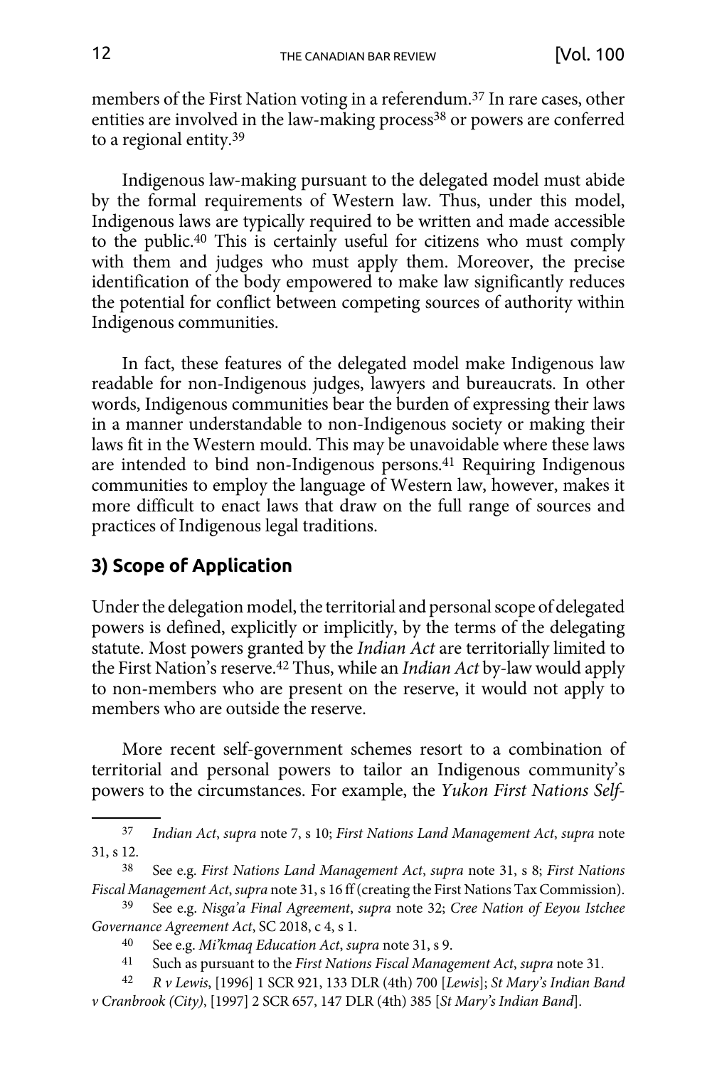members of the First Nation voting in a referendum.[37] In rare cases, other entities are involved in the law-making process[38] or powers are conferred to a regional entity.[39]

Indigenous law-making pursuant to the delegated model must abide by the formal requirements of Western law. Thus, under this model, Indigenous laws are typically required to be written and made accessible to the public.[40] This is certainly useful for citizens who must comply with them and judges who must apply them. Moreover, the precise identification of the body empowered to make law significantly reduces the potential for conflict between competing sources of authority within Indigenous communities.

In fact, these features of the delegated model make Indigenous law readable for non-Indigenous judges, lawyers and bureaucrats. In other words, Indigenous communities bear the burden of expressing their laws in a manner understandable to non-Indigenous society or making their laws fit in the Western mould. This may be unavoidable where these laws are intended to bind non-Indigenous persons.[41] Requiring Indigenous communities to employ the language of Western law, however, makes it more difficult to enact laws that draw on the full range of sources and practices of Indigenous legal traditions.

### 3) Scope of Application

Under the delegation model, the territorial and personal scope of delegated powers is defined, explicitly or implicitly, by the terms of the delegating statute. Most powers granted by the *Indian Act* are territorially limited to the First Nation's reserve.[42] Thus, while an *Indian Act* by-law would apply to non-members who are present on the reserve, it would not apply to members who are outside the reserve.

More recent self-government schemes resort to a combination of territorial and personal powers to tailor an Indigenous community's powers to the circumstances. For example, the *Yukon First Nations Self-*

---

[37] *Indian Act*, *supra* note 7, s 10; *First Nations Land Management Act*, *supra* note 31, s 12.

[38] See e.g. *First Nations Land Management Act*, *supra* note 31, s 8; *First Nations Fiscal Management Act*, *supra* note 31, s 16 ff (creating the First Nations Tax Commission).

[39] See e.g. *Nisga'a Final Agreement*, *supra* note 32; *Cree Nation of Eeyou Istchee Governance Agreement Act*, SC 2018, c 4, s 1.

[40] See e.g. *Mi'kmaq Education Act*, *supra* note 31, s 9.

[41] Such as pursuant to the *First Nations Fiscal Management Act*, *supra* note 31.

[42] *R v Lewis*, [1996] 1 SCR 921, 133 DLR (4th) 700 [*Lewis*]; *St Mary's Indian Band v Cranbrook (City)*, [1997] 2 SCR 657, 147 DLR (4th) 385 [*St Mary's Indian Band*].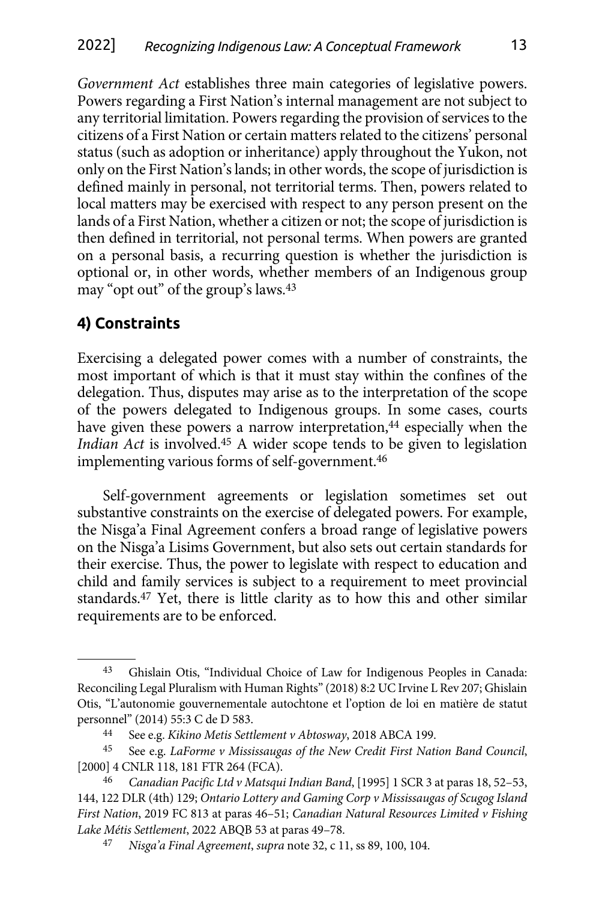*Government Act* establishes three main categories of legislative powers. Powers regarding a First Nation's internal management are not subject to any territorial limitation. Powers regarding the provision of services to the citizens of a First Nation or certain matters related to the citizens' personal status (such as adoption or inheritance) apply throughout the Yukon, not only on the First Nation's lands; in other words, the scope of jurisdiction is defined mainly in personal, not territorial terms. Then, powers related to local matters may be exercised with respect to any person present on the lands of a First Nation, whether a citizen or not; the scope of jurisdiction is then defined in territorial, not personal terms. When powers are granted on a personal basis, a recurring question is whether the jurisdiction is optional or, in other words, whether members of an Indigenous group may "opt out" of the group's laws.[43]

## 4) Constraints

Exercising a delegated power comes with a number of constraints, the most important of which is that it must stay within the confines of the delegation. Thus, disputes may arise as to the interpretation of the scope of the powers delegated to Indigenous groups. In some cases, courts have given these powers a narrow interpretation,[44] especially when the *Indian Act* is involved.[45] A wider scope tends to be given to legislation implementing various forms of self-government.[46]

Self-government agreements or legislation sometimes set out substantive constraints on the exercise of delegated powers. For example, the Nisga'a Final Agreement confers a broad range of legislative powers on the Nisga'a Lisims Government, but also sets out certain standards for their exercise. Thus, the power to legislate with respect to education and child and family services is subject to a requirement to meet provincial standards.[47] Yet, there is little clarity as to how this and other similar requirements are to be enforced.

---

43 Ghislain Otis, "Individual Choice of Law for Indigenous Peoples in Canada: Reconciling Legal Pluralism with Human Rights" (2018) 8:2 UC Irvine L Rev 207; Ghislain Otis, "L'autonomie gouvernementale autochtone et l'option de loi en matière de statut personnel" (2014) 55:3 C de D 583.

44 See e.g. *Kikino Metis Settlement v Abtosway*, 2018 ABCA 199.

45 See e.g. *LaForme v Mississaugas of the New Credit First Nation Band Council*, [2000] 4 CNLR 118, 181 FTR 264 (FCA).

46 *Canadian Pacific Ltd v Matsqui Indian Band*, [1995] 1 SCR 3 at paras 18, 52–53, 144, 122 DLR (4th) 129; *Ontario Lottery and Gaming Corp v Mississaugas of Scugog Island First Nation*, 2019 FC 813 at paras 46–51; *Canadian Natural Resources Limited v Fishing Lake Métis Settlement*, 2022 ABQB 53 at paras 49–78.

47 *Nisga'a Final Agreement*, *supra* note 32, c 11, ss 89, 100, 104.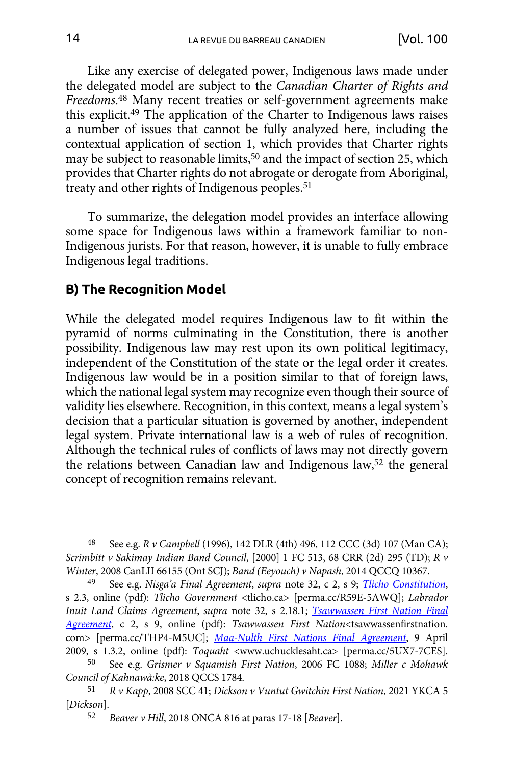Like any exercise of delegated power, Indigenous laws made under the delegated model are subject to the *Canadian Charter of Rights and Freedoms*.[48] Many recent treaties or self-government agreements make this explicit.[49] The application of the Charter to Indigenous laws raises a number of issues that cannot be fully analyzed here, including the contextual application of section 1, which provides that Charter rights may be subject to reasonable limits,[50] and the impact of section 25, which provides that Charter rights do not abrogate or derogate from Aboriginal, treaty and other rights of Indigenous peoples.[51]

To summarize, the delegation model provides an interface allowing some space for Indigenous laws within a framework familiar to non-Indigenous jurists. For that reason, however, it is unable to fully embrace Indigenous legal traditions.

## B) The Recognition Model

While the delegated model requires Indigenous law to fit within the pyramid of norms culminating in the Constitution, there is another possibility. Indigenous law may rest upon its own political legitimacy, independent of the Constitution of the state or the legal order it creates. Indigenous law would be in a position similar to that of foreign laws, which the national legal system may recognize even though their source of validity lies elsewhere. Recognition, in this context, means a legal system's decision that a particular situation is governed by another, independent legal system. Private international law is a web of rules of recognition. Although the technical rules of conflicts of laws may not directly govern the relations between Canadian law and Indigenous law,[52] the general concept of recognition remains relevant.

---

48 See e.g. *R v Campbell* (1996), 142 DLR (4th) 496, 112 CCC (3d) 107 (Man CA); *Scrimbitt v Sakimay Indian Band Council*, [2000] 1 FC 513, 68 CRR (2d) 295 (TD); *R v Winter*, 2008 CanLII 66155 (Ont SCJ); *Band (Eeyouch) v Napash*, 2014 QCCQ 10367.

49 See e.g. *Nisga'a Final Agreement*, *supra* note 32, c 2, s 9; *Tlicho Constitution*, s 2.3, online (pdf): *Tlicho Government* <tlicho.ca> [perma.cc/R59E-5AWQ]; *Labrador Inuit Land Claims Agreement*, *supra* note 32, s 2.18.1; *Tsawwassen First Nation Final Agreement*, c 2, s 9, online (pdf): *Tsawwassen First Nation*<tsawwassenfirstnation.com> [perma.cc/THP4-M5UC]; *Maa-Nulth First Nations Final Agreement*, 9 April 2009, s 1.3.2, online (pdf): *Toquaht* <www.uchucklesaht.ca> [perma.cc/5UX7-7CES].

50 See e.g. *Grismer v Squamish First Nation*, 2006 FC 1088; *Miller c Mohawk Council of Kahnawà:ke*, 2018 QCCS 1784.

51 *R v Kapp*, 2008 SCC 41; *Dickson v Vuntut Gwitchin First Nation*, 2021 YKCA 5 [*Dickson*].

52 *Beaver v Hill*, 2018 ONCA 816 at paras 17-18 [*Beaver*].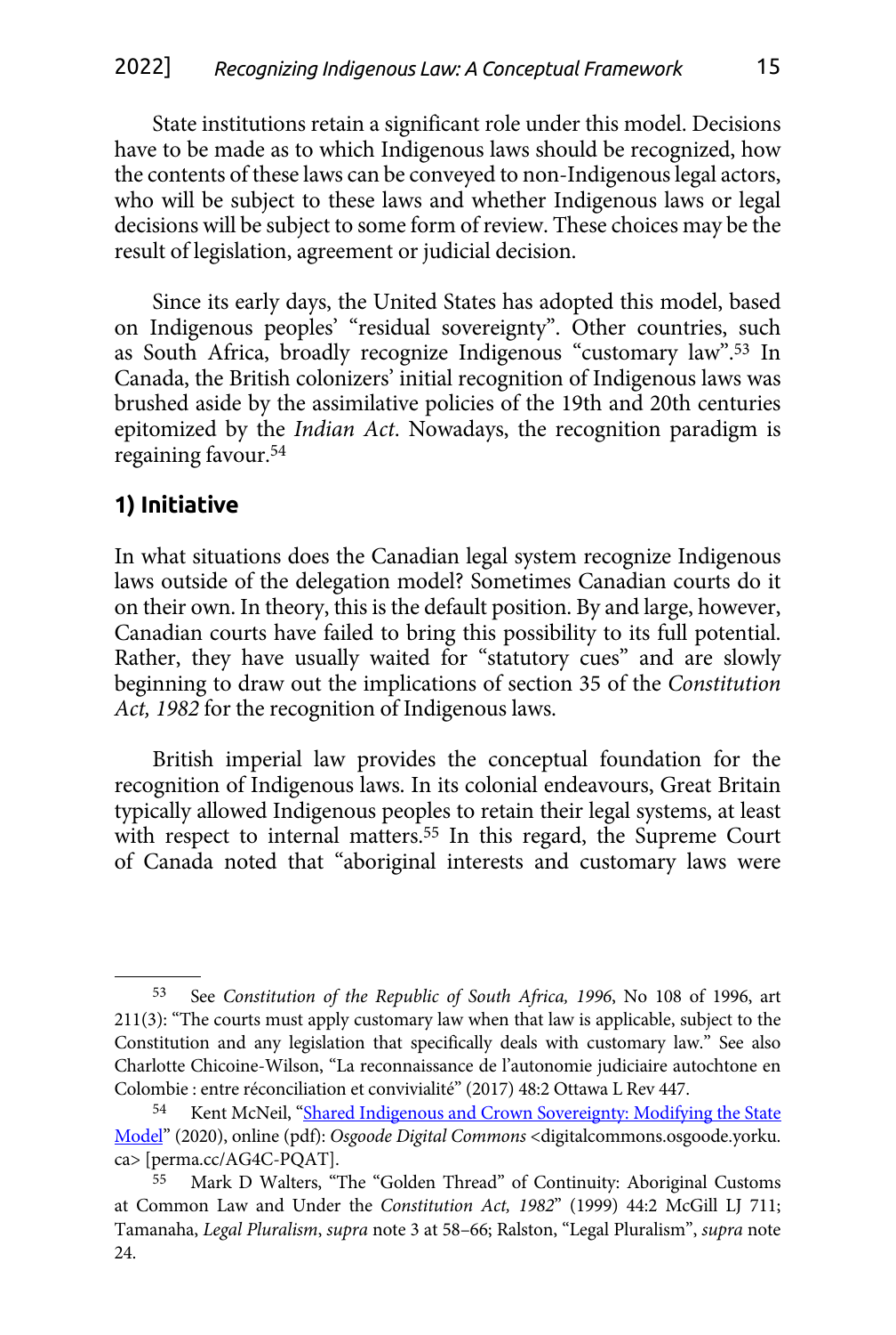State institutions retain a significant role under this model. Decisions have to be made as to which Indigenous laws should be recognized, how the contents of these laws can be conveyed to non-Indigenous legal actors, who will be subject to these laws and whether Indigenous laws or legal decisions will be subject to some form of review. These choices may be the result of legislation, agreement or judicial decision.

Since its early days, the United States has adopted this model, based on Indigenous peoples' "residual sovereignty". Other countries, such as South Africa, broadly recognize Indigenous "customary law".[53] In Canada, the British colonizers' initial recognition of Indigenous laws was brushed aside by the assimilative policies of the 19th and 20th centuries epitomized by the *Indian Act*. Nowadays, the recognition paradigm is regaining favour.[54]

### 1) Initiative

In what situations does the Canadian legal system recognize Indigenous laws outside of the delegation model? Sometimes Canadian courts do it on their own. In theory, this is the default position. By and large, however, Canadian courts have failed to bring this possibility to its full potential. Rather, they have usually waited for "statutory cues" and are slowly beginning to draw out the implications of section 35 of the *Constitution Act, 1982* for the recognition of Indigenous laws.

British imperial law provides the conceptual foundation for the recognition of Indigenous laws. In its colonial endeavours, Great Britain typically allowed Indigenous peoples to retain their legal systems, at least with respect to internal matters.[55] In this regard, the Supreme Court of Canada noted that "aboriginal interests and customary laws were

---

[53] See *Constitution of the Republic of South Africa, 1996*, No 108 of 1996, art 211(3): "The courts must apply customary law when that law is applicable, subject to the Constitution and any legislation that specifically deals with customary law." See also Charlotte Chicoine-Wilson, "La reconnaissance de l'autonomie judiciaire autochtone en Colombie : entre réconciliation et convivialité" (2017) 48:2 Ottawa L Rev 447.

[54] Kent McNeil, "Shared Indigenous and Crown Sovereignty: Modifying the State Model" (2020), online (pdf): *Osgoode Digital Commons* <digitalcommons.osgoode.yorku.ca> [perma.cc/AG4C-PQAT].

[55] Mark D Walters, "The "Golden Thread" of Continuity: Aboriginal Customs at Common Law and Under the *Constitution Act, 1982*" (1999) 44:2 McGill LJ 711; Tamanaha, *Legal Pluralism*, *supra* note 3 at 58–66; Ralston, "Legal Pluralism", *supra* note 24.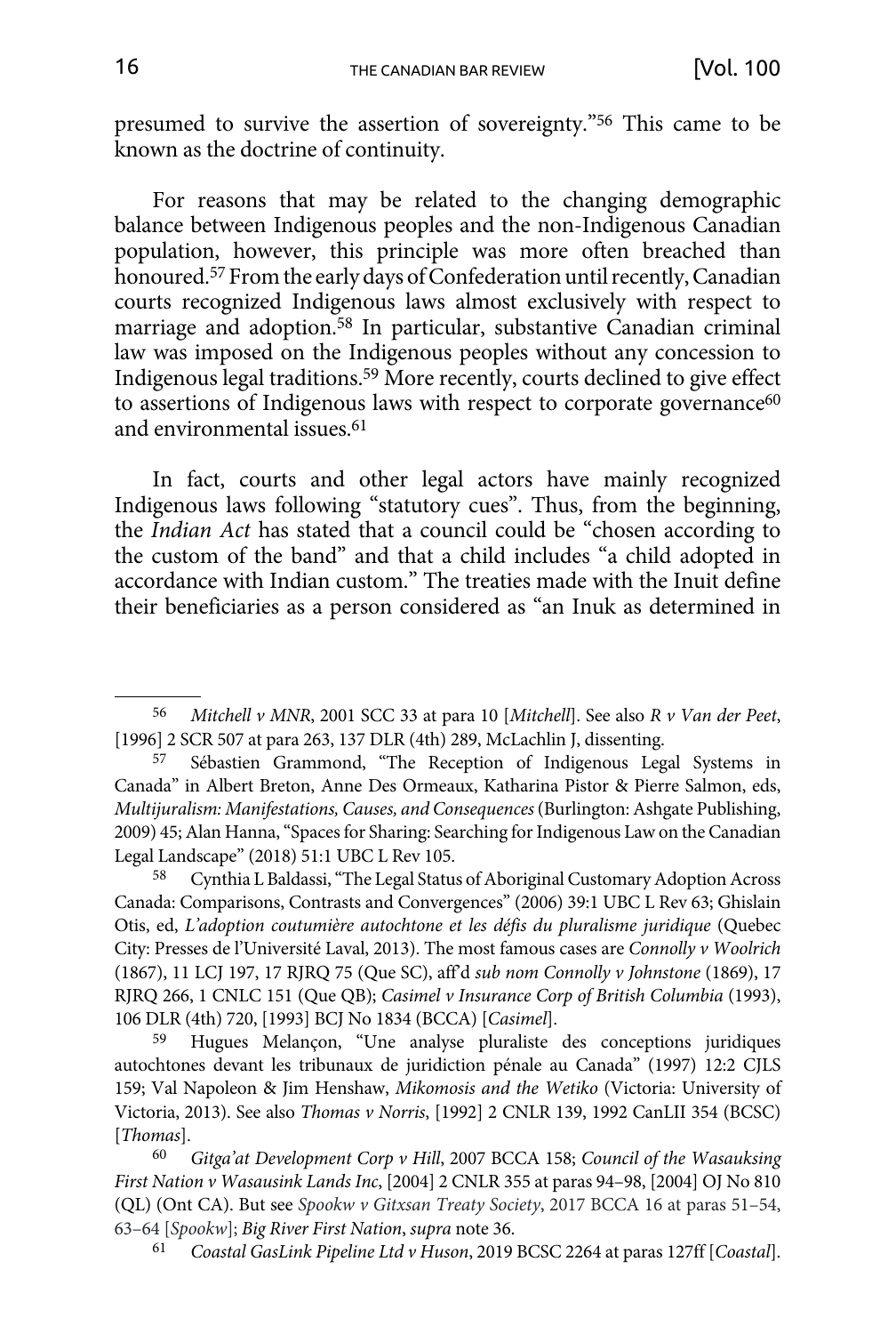presumed to survive the assertion of sovereignty."[56] This came to be known as the doctrine of continuity.

For reasons that may be related to the changing demographic balance between Indigenous peoples and the non-Indigenous Canadian population, however, this principle was more often breached than honoured.[57] From the early days of Confederation until recently, Canadian courts recognized Indigenous laws almost exclusively with respect to marriage and adoption.[58] In particular, substantive Canadian criminal law was imposed on the Indigenous peoples without any concession to Indigenous legal traditions.[59] More recently, courts declined to give effect to assertions of Indigenous laws with respect to corporate governance[60] and environmental issues.[61]

In fact, courts and other legal actors have mainly recognized Indigenous laws following "statutory cues". Thus, from the beginning, the *Indian Act* has stated that a council could be "chosen according to the custom of the band" and that a child includes "a child adopted in accordance with Indian custom." The treaties made with the Inuit define their beneficiaries as a person considered as "an Inuk as determined in

---

[56] *Mitchell v MNR*, 2001 SCC 33 at para 10 [*Mitchell*]. See also *R v Van der Peet*, [1996] 2 SCR 507 at para 263, 137 DLR (4th) 289, McLachlin J, dissenting.

[57] Sébastien Grammond, "The Reception of Indigenous Legal Systems in Canada" in Albert Breton, Anne Des Ormeaux, Katharina Pistor & Pierre Salmon, eds, *Multijuralism: Manifestations, Causes, and Consequences* (Burlington: Ashgate Publishing, 2009) 45; Alan Hanna, "Spaces for Sharing: Searching for Indigenous Law on the Canadian Legal Landscape" (2018) 51:1 UBC L Rev 105.

[58] Cynthia L Baldassi, "The Legal Status of Aboriginal Customary Adoption Across Canada: Comparisons, Contrasts and Convergences" (2006) 39:1 UBC L Rev 63; Ghislain Otis, ed, *L'adoption coutumière autochtone et les défis du pluralisme juridique* (Quebec City: Presses de l'Université Laval, 2013). The most famous cases are *Connolly v Woolrich* (1867), 11 LCJ 197, 17 RJRQ 75 (Que SC), aff'd *sub nom Connolly v Johnstone* (1869), 17 RJRQ 266, 1 CNLC 151 (Que QB); *Casimel v Insurance Corp of British Columbia* (1993), 106 DLR (4th) 720, [1993] BCJ No 1834 (BCCA) [*Casimel*].

[59] Hugues Melançon, "Une analyse pluraliste des conceptions juridiques autochtones devant les tribunaux de juridiction pénale au Canada" (1997) 12:2 CJLS 159; Val Napoleon & Jim Henshaw, *Mikomosis and the Wetiko* (Victoria: University of Victoria, 2013). See also *Thomas v Norris*, [1992] 2 CNLR 139, 1992 CanLII 354 (BCSC) [*Thomas*].

[60] *Gitga'at Development Corp v Hill*, 2007 BCCA 158; *Council of the Wasauksing First Nation v Wasausink Lands Inc*, [2004] 2 CNLR 355 at paras 94–98, [2004] OJ No 810 (QL) (Ont CA). But see *Spookw v Gitxsan Treaty Society*, 2017 BCCA 16 at paras 51–54, 63–64 [*Spookw*]; *Big River First Nation*, *supra* note 36.

[61] *Coastal GasLink Pipeline Ltd v Huson*, 2019 BCSC 2264 at paras 127ff [*Coastal*].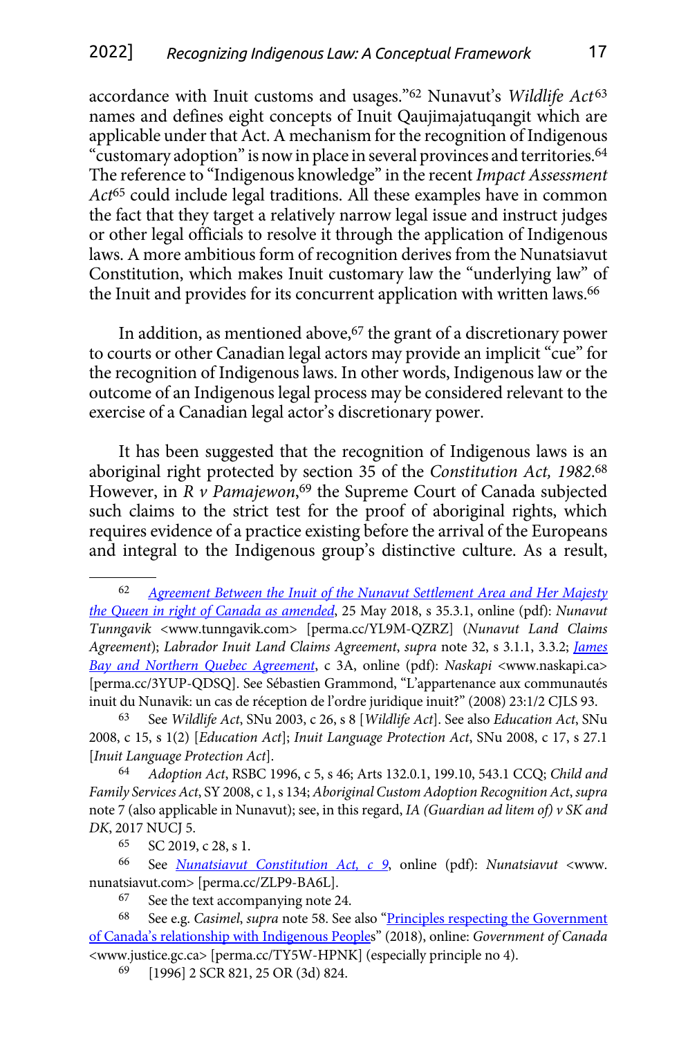accordance with Inuit customs and usages."[62] Nunavut's *Wildlife Act*[63] names and defines eight concepts of Inuit Qaujimajatuqangit which are applicable under that Act. A mechanism for the recognition of Indigenous "customary adoption" is now in place in several provinces and territories.[64] The reference to "Indigenous knowledge" in the recent *Impact Assessment Act*[65] could include legal traditions. All these examples have in common the fact that they target a relatively narrow legal issue and instruct judges or other legal officials to resolve it through the application of Indigenous laws. A more ambitious form of recognition derives from the Nunatsiavut Constitution, which makes Inuit customary law the "underlying law" of the Inuit and provides for its concurrent application with written laws.[66]

In addition, as mentioned above,[67] the grant of a discretionary power to courts or other Canadian legal actors may provide an implicit "cue" for the recognition of Indigenous laws. In other words, Indigenous law or the outcome of an Indigenous legal process may be considered relevant to the exercise of a Canadian legal actor's discretionary power.

It has been suggested that the recognition of Indigenous laws is an aboriginal right protected by section 35 of the *Constitution Act, 1982*.[68] However, in *R v Pamajewon*,[69] the Supreme Court of Canada subjected such claims to the strict test for the proof of aboriginal rights, which requires evidence of a practice existing before the arrival of the Europeans and integral to the Indigenous group's distinctive culture. As a result,

---

62 *Agreement Between the Inuit of the Nunavut Settlement Area and Her Majesty the Queen in right of Canada as amended*, 25 May 2018, s 35.3.1, online (pdf): *Nunavut Tunngavik* <www.tunngavik.com> [perma.cc/YL9M-QZRZ] (*Nunavut Land Claims Agreement*); *Labrador Inuit Land Claims Agreement*, *supra* note 32, s 3.1.1, 3.3.2; *James Bay and Northern Quebec Agreement*, c 3A, online (pdf): *Naskapi* <www.naskapi.ca> [perma.cc/3YUP-QDSQ]. See Sébastien Grammond, "L'appartenance aux communautés inuit du Nunavik: un cas de réception de l'ordre juridique inuit?" (2008) 23:1/2 CJLS 93.

63 See *Wildlife Act*, SNu 2003, c 26, s 8 [*Wildlife Act*]. See also *Education Act*, SNu 2008, c 15, s 1(2) [*Education Act*]; *Inuit Language Protection Act*, SNu 2008, c 17, s 27.1 [*Inuit Language Protection Act*].

64 *Adoption Act*, RSBC 1996, c 5, s 46; Arts 132.0.1, 199.10, 543.1 CCQ; *Child and Family Services Act*, SY 2008, c 1, s 134; *Aboriginal Custom Adoption Recognition Act*, *supra* note 7 (also applicable in Nunavut); see, in this regard, *IA (Guardian ad litem of) v SK and DK*, 2017 NUCJ 5.

65 SC 2019, c 28, s 1.

66 See *Nunatsiavut Constitution Act, c 9*, online (pdf): *Nunatsiavut* <www.nunatsiavut.com> [perma.cc/ZLP9-BA6L].

67 See the text accompanying note 24.

68 See e.g. *Casimel*, *supra* note 58. See also "Principles respecting the Government of Canada's relationship with Indigenous Peoples" (2018), online: *Government of Canada* <www.justice.gc.ca> [perma.cc/TY5W-HPNK] (especially principle no 4).

69 [1996] 2 SCR 821, 25 OR (3d) 824.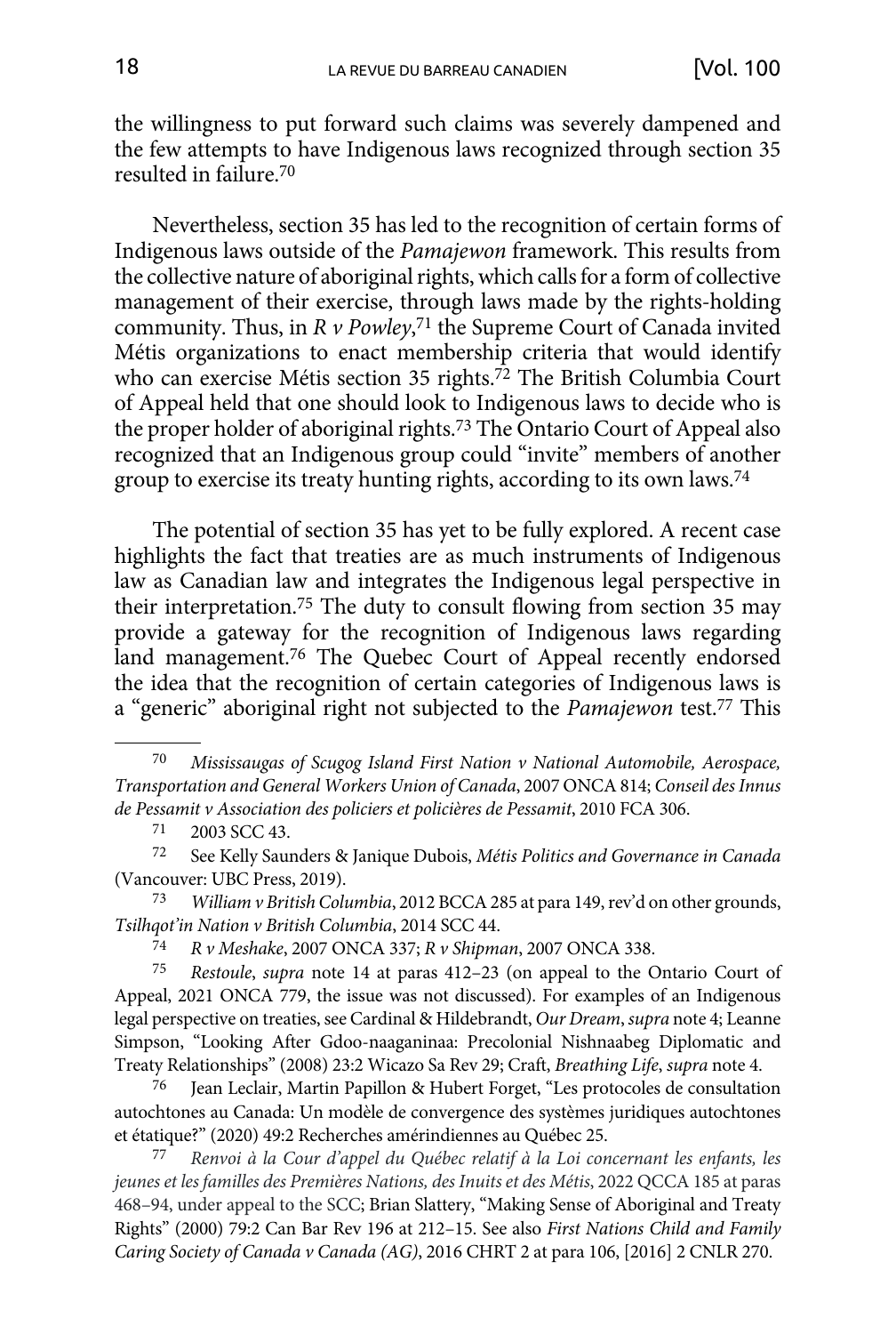the willingness to put forward such claims was severely dampened and the few attempts to have Indigenous laws recognized through section 35 resulted in failure.[70]

Nevertheless, section 35 has led to the recognition of certain forms of Indigenous laws outside of the *Pamajewon* framework. This results from the collective nature of aboriginal rights, which calls for a form of collective management of their exercise, through laws made by the rights-holding community. Thus, in *R v Powley*,[71] the Supreme Court of Canada invited Métis organizations to enact membership criteria that would identify who can exercise Métis section 35 rights.[72] The British Columbia Court of Appeal held that one should look to Indigenous laws to decide who is the proper holder of aboriginal rights.[73] The Ontario Court of Appeal also recognized that an Indigenous group could "invite" members of another group to exercise its treaty hunting rights, according to its own laws.[74]

The potential of section 35 has yet to be fully explored. A recent case highlights the fact that treaties are as much instruments of Indigenous law as Canadian law and integrates the Indigenous legal perspective in their interpretation.[75] The duty to consult flowing from section 35 may provide a gateway for the recognition of Indigenous laws regarding land management.[76] The Quebec Court of Appeal recently endorsed the idea that the recognition of certain categories of Indigenous laws is a "generic" aboriginal right not subjected to the *Pamajewon* test.[77] This

---

[70] *Mississaugas of Scugog Island First Nation v National Automobile, Aerospace, Transportation and General Workers Union of Canada*, 2007 ONCA 814; *Conseil des Innus de Pessamit v Association des policiers et policières de Pessamit*, 2010 FCA 306.

[71] 2003 SCC 43.

[72] See Kelly Saunders & Janique Dubois, *Métis Politics and Governance in Canada* (Vancouver: UBC Press, 2019).

[73] *William v British Columbia*, 2012 BCCA 285 at para 149, rev'd on other grounds, *Tsilhqot'in Nation v British Columbia*, 2014 SCC 44.

[74] *R v Meshake*, 2007 ONCA 337; *R v Shipman*, 2007 ONCA 338.

[75] *Restoule*, *supra* note 14 at paras 412–23 (on appeal to the Ontario Court of Appeal, 2021 ONCA 779, the issue was not discussed). For examples of an Indigenous legal perspective on treaties, see Cardinal & Hildebrandt, *Our Dream*, *supra* note 4; Leanne Simpson, "Looking After Gdoo-naaganinaa: Precolonial Nishnaabeg Diplomatic and Treaty Relationships" (2008) 23:2 Wicazo Sa Rev 29; Craft, *Breathing Life*, *supra* note 4.

[76] Jean Leclair, Martin Papillon & Hubert Forget, "Les protocoles de consultation autochtones au Canada: Un modèle de convergence des systèmes juridiques autochtones et étatique?" (2020) 49:2 Recherches amérindiennes au Québec 25.

[77] *Renvoi à la Cour d'appel du Québec relatif à la Loi concernant les enfants, les jeunes et les familles des Premières Nations, des Inuits et des Métis*, 2022 QCCA 185 at paras 468–94, under appeal to the SCC; Brian Slattery, "Making Sense of Aboriginal and Treaty Rights" (2000) 79:2 Can Bar Rev 196 at 212–15. See also *First Nations Child and Family Caring Society of Canada v Canada (AG)*, 2016 CHRT 2 at para 106, [2016] 2 CNLR 270.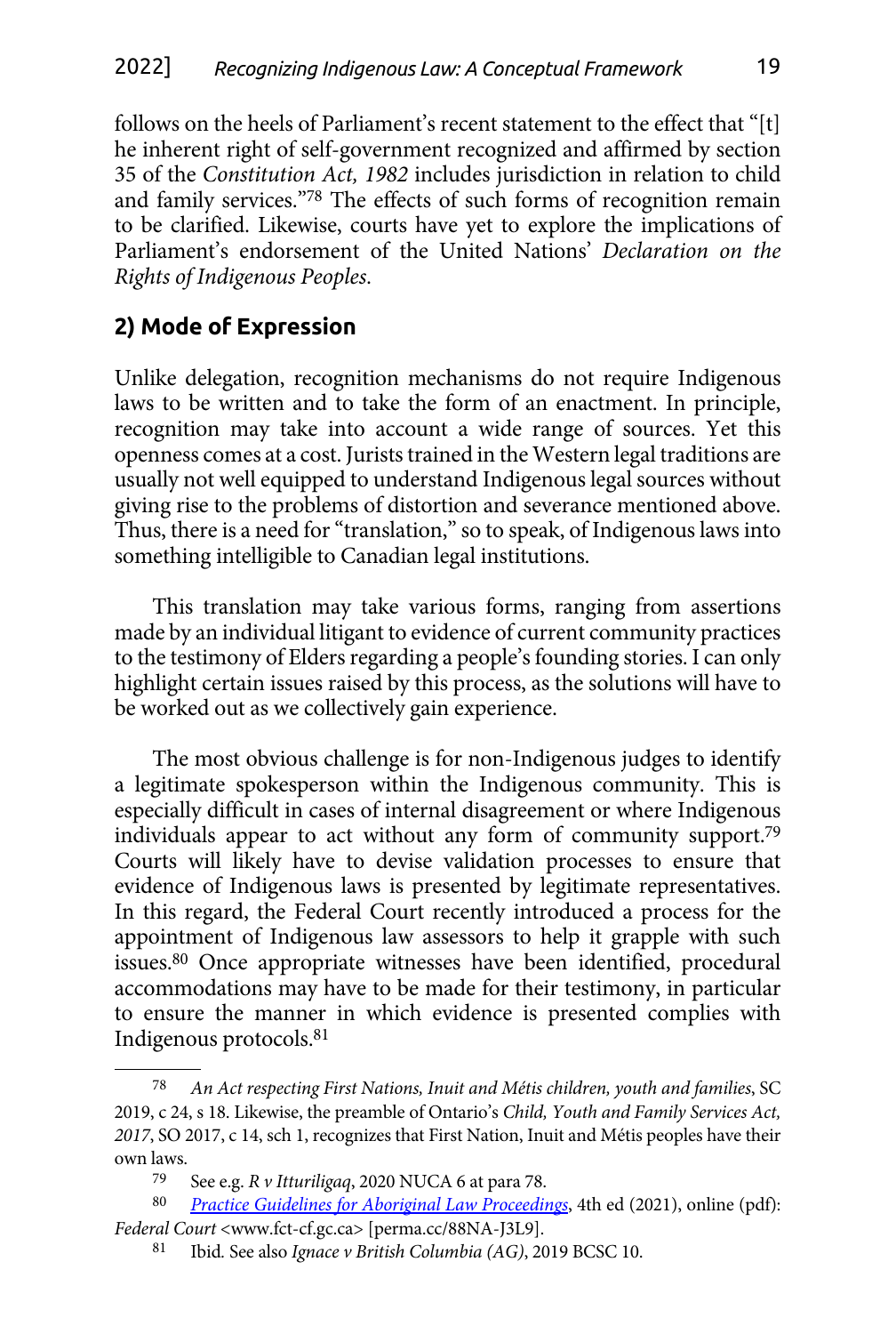follows on the heels of Parliament's recent statement to the effect that "[t]he inherent right of self-government recognized and affirmed by section 35 of the *Constitution Act, 1982* includes jurisdiction in relation to child and family services."[78] The effects of such forms of recognition remain to be clarified. Likewise, courts have yet to explore the implications of Parliament's endorsement of the United Nations' *Declaration on the Rights of Indigenous Peoples*.

## 2) Mode of Expression

Unlike delegation, recognition mechanisms do not require Indigenous laws to be written and to take the form of an enactment. In principle, recognition may take into account a wide range of sources. Yet this openness comes at a cost. Jurists trained in the Western legal traditions are usually not well equipped to understand Indigenous legal sources without giving rise to the problems of distortion and severance mentioned above. Thus, there is a need for "translation," so to speak, of Indigenous laws into something intelligible to Canadian legal institutions.

This translation may take various forms, ranging from assertions made by an individual litigant to evidence of current community practices to the testimony of Elders regarding a people's founding stories. I can only highlight certain issues raised by this process, as the solutions will have to be worked out as we collectively gain experience.

The most obvious challenge is for non-Indigenous judges to identify a legitimate spokesperson within the Indigenous community. This is especially difficult in cases of internal disagreement or where Indigenous individuals appear to act without any form of community support.[79] Courts will likely have to devise validation processes to ensure that evidence of Indigenous laws is presented by legitimate representatives. In this regard, the Federal Court recently introduced a process for the appointment of Indigenous law assessors to help it grapple with such issues.[80] Once appropriate witnesses have been identified, procedural accommodations may have to be made for their testimony, in particular to ensure the manner in which evidence is presented complies with Indigenous protocols.[81]

---

[78] *An Act respecting First Nations, Inuit and Métis children, youth and families*, SC 2019, c 24, s 18. Likewise, the preamble of Ontario's *Child, Youth and Family Services Act, 2017*, SO 2017, c 14, sch 1, recognizes that First Nation, Inuit and Métis peoples have their own laws.

[79] See e.g. *R v Itturiligaq*, 2020 NUCA 6 at para 78.

[80] *Practice Guidelines for Aboriginal Law Proceedings*, 4th ed (2021), online (pdf): *Federal Court* <www.fct-cf.gc.ca> [perma.cc/88NA-J3L9].

[81] Ibid. See also *Ignace v British Columbia (AG)*, 2019 BCSC 10.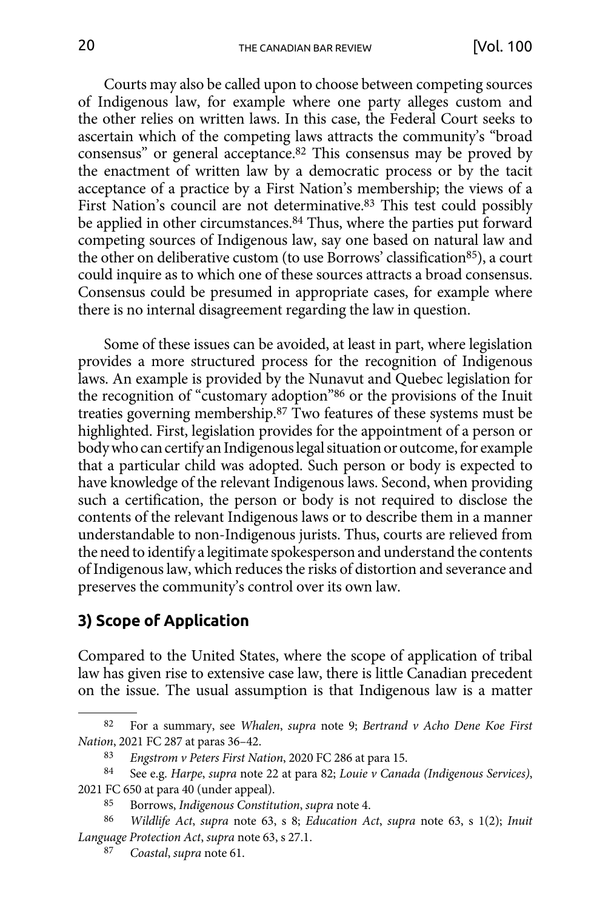Courts may also be called upon to choose between competing sources of Indigenous law, for example where one party alleges custom and the other relies on written laws. In this case, the Federal Court seeks to ascertain which of the competing laws attracts the community's "broad consensus" or general acceptance.[82] This consensus may be proved by the enactment of written law by a democratic process or by the tacit acceptance of a practice by a First Nation's membership; the views of a First Nation's council are not determinative.[83] This test could possibly be applied in other circumstances.[84] Thus, where the parties put forward competing sources of Indigenous law, say one based on natural law and the other on deliberative custom (to use Borrows' classification[85]), a court could inquire as to which one of these sources attracts a broad consensus. Consensus could be presumed in appropriate cases, for example where there is no internal disagreement regarding the law in question.

Some of these issues can be avoided, at least in part, where legislation provides a more structured process for the recognition of Indigenous laws. An example is provided by the Nunavut and Quebec legislation for the recognition of "customary adoption"[86] or the provisions of the Inuit treaties governing membership.[87] Two features of these systems must be highlighted. First, legislation provides for the appointment of a person or body who can certify an Indigenous legal situation or outcome, for example that a particular child was adopted. Such person or body is expected to have knowledge of the relevant Indigenous laws. Second, when providing such a certification, the person or body is not required to disclose the contents of the relevant Indigenous laws or to describe them in a manner understandable to non-Indigenous jurists. Thus, courts are relieved from the need to identify a legitimate spokesperson and understand the contents of Indigenous law, which reduces the risks of distortion and severance and preserves the community's control over its own law.

### 3) Scope of Application

Compared to the United States, where the scope of application of tribal law has given rise to extensive case law, there is little Canadian precedent on the issue. The usual assumption is that Indigenous law is a matter

---

82 For a summary, see *Whalen*, *supra* note 9; *Bertrand v Acho Dene Koe First Nation*, 2021 FC 287 at paras 36–42.

83 *Engstrom v Peters First Nation*, 2020 FC 286 at para 15.

84 See e.g. *Harpe*, *supra* note 22 at para 82; *Louie v Canada (Indigenous Services)*, 2021 FC 650 at para 40 (under appeal).

85 Borrows, *Indigenous Constitution*, *supra* note 4.

86 *Wildlife Act*, *supra* note 63, s 8; *Education Act*, *supra* note 63, s 1(2); *Inuit Language Protection Act*, *supra* note 63, s 27.1.

87 *Coastal*, *supra* note 61.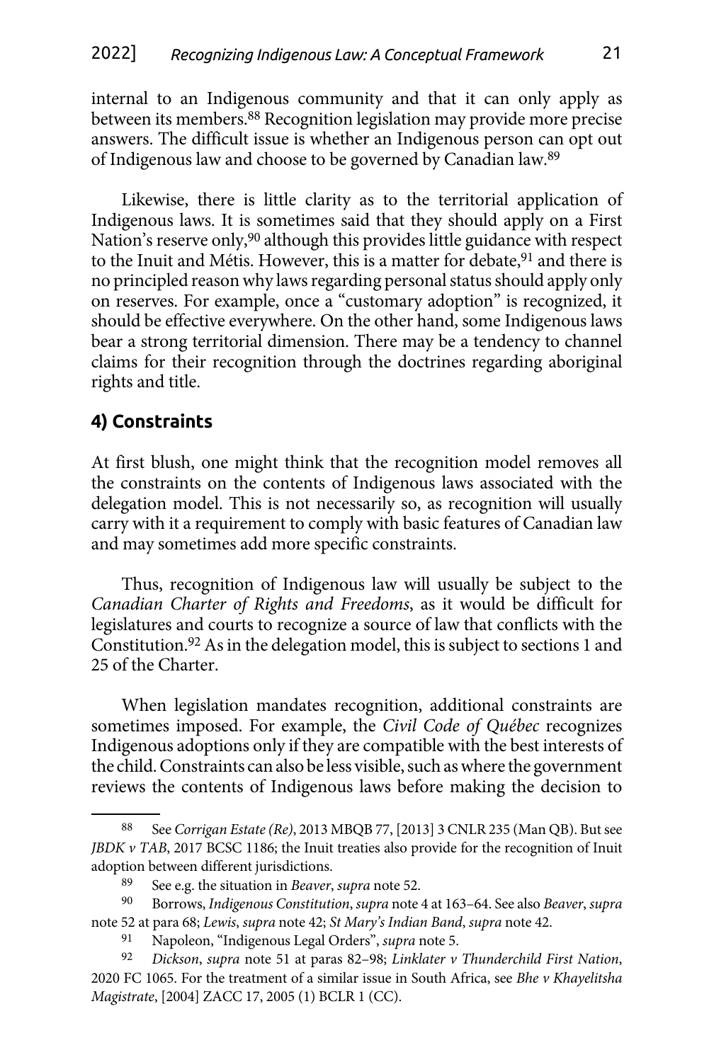internal to an Indigenous community and that it can only apply as between its members.[88] Recognition legislation may provide more precise answers. The difficult issue is whether an Indigenous person can opt out of Indigenous law and choose to be governed by Canadian law.[89]

Likewise, there is little clarity as to the territorial application of Indigenous laws. It is sometimes said that they should apply on a First Nation's reserve only,[90] although this provides little guidance with respect to the Inuit and Métis. However, this is a matter for debate,[91] and there is no principled reason why laws regarding personal status should apply only on reserves. For example, once a "customary adoption" is recognized, it should be effective everywhere. On the other hand, some Indigenous laws bear a strong territorial dimension. There may be a tendency to channel claims for their recognition through the doctrines regarding aboriginal rights and title.

## 4) Constraints

At first blush, one might think that the recognition model removes all the constraints on the contents of Indigenous laws associated with the delegation model. This is not necessarily so, as recognition will usually carry with it a requirement to comply with basic features of Canadian law and may sometimes add more specific constraints.

Thus, recognition of Indigenous law will usually be subject to the *Canadian Charter of Rights and Freedoms*, as it would be difficult for legislatures and courts to recognize a source of law that conflicts with the Constitution.[92] As in the delegation model, this is subject to sections 1 and 25 of the Charter.

When legislation mandates recognition, additional constraints are sometimes imposed. For example, the *Civil Code of Québec* recognizes Indigenous adoptions only if they are compatible with the best interests of the child. Constraints can also be less visible, such as where the government reviews the contents of Indigenous laws before making the decision to

---

88 See *Corrigan Estate (Re)*, 2013 MBQB 77, [2013] 3 CNLR 235 (Man QB). But see *JBDK v TAB*, 2017 BCSC 1186; the Inuit treaties also provide for the recognition of Inuit adoption between different jurisdictions.

89 See e.g. the situation in *Beaver*, *supra* note 52.

90 Borrows, *Indigenous Constitution*, *supra* note 4 at 163–64. See also *Beaver*, *supra* note 52 at para 68; *Lewis*, *supra* note 42; *St Mary's Indian Band*, *supra* note 42.

91 Napoleon, "Indigenous Legal Orders", *supra* note 5.

92 *Dickson*, *supra* note 51 at paras 82–98; *Linklater v Thunderchild First Nation*, 2020 FC 1065. For the treatment of a similar issue in South Africa, see *Bhe v Khayelitsha Magistrate*, [2004] ZACC 17, 2005 (1) BCLR 1 (CC).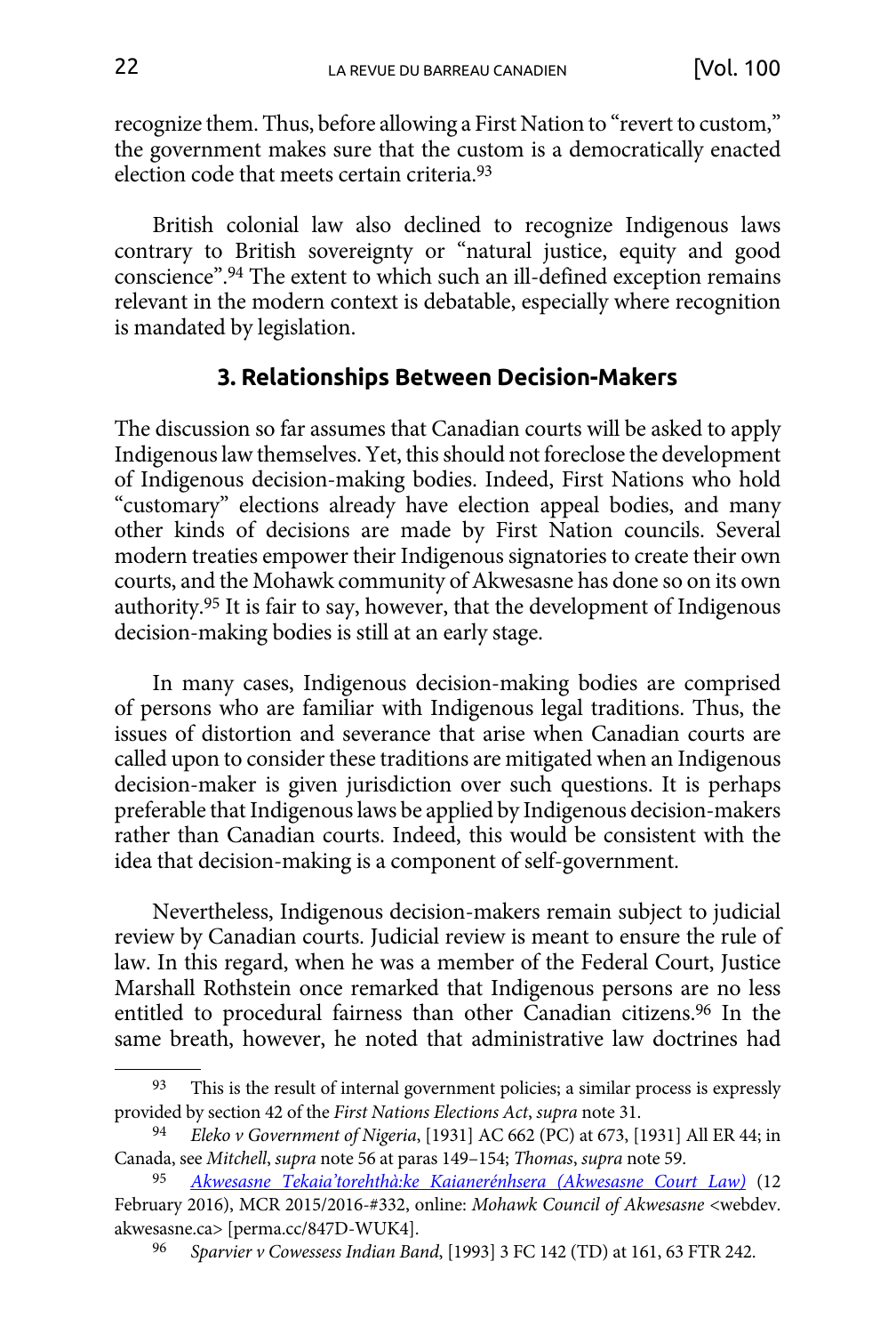recognize them. Thus, before allowing a First Nation to "revert to custom," the government makes sure that the custom is a democratically enacted election code that meets certain criteria.[93]

British colonial law also declined to recognize Indigenous laws contrary to British sovereignty or "natural justice, equity and good conscience".[94] The extent to which such an ill-defined exception remains relevant in the modern context is debatable, especially where recognition is mandated by legislation.

### 3. Relationships Between Decision-Makers

The discussion so far assumes that Canadian courts will be asked to apply Indigenous law themselves. Yet, this should not foreclose the development of Indigenous decision-making bodies. Indeed, First Nations who hold "customary" elections already have election appeal bodies, and many other kinds of decisions are made by First Nation councils. Several modern treaties empower their Indigenous signatories to create their own courts, and the Mohawk community of Akwesasne has done so on its own authority.[95] It is fair to say, however, that the development of Indigenous decision-making bodies is still at an early stage.

In many cases, Indigenous decision-making bodies are comprised of persons who are familiar with Indigenous legal traditions. Thus, the issues of distortion and severance that arise when Canadian courts are called upon to consider these traditions are mitigated when an Indigenous decision-maker is given jurisdiction over such questions. It is perhaps preferable that Indigenous laws be applied by Indigenous decision-makers rather than Canadian courts. Indeed, this would be consistent with the idea that decision-making is a component of self-government.

Nevertheless, Indigenous decision-makers remain subject to judicial review by Canadian courts. Judicial review is meant to ensure the rule of law. In this regard, when he was a member of the Federal Court, Justice Marshall Rothstein once remarked that Indigenous persons are no less entitled to procedural fairness than other Canadian citizens.[96] In the same breath, however, he noted that administrative law doctrines had

---

[93] This is the result of internal government policies; a similar process is expressly provided by section 42 of the *First Nations Elections Act*, *supra* note 31.

[94] *Eleko v Government of Nigeria*, [1931] AC 662 (PC) at 673, [1931] All ER 44; in Canada, see *Mitchell*, *supra* note 56 at paras 149–154; *Thomas*, *supra* note 59.

[95] *Akwesasne Tekaia'torehthà:ke Kaianerénhsera (Akwesasne Court Law)* (12 February 2016), MCR 2015/2016-#332, online: *Mohawk Council of Akwesasne* <webdev.akwesasne.ca> [perma.cc/847D-WUK4].

[96] *Sparvier v Cowessess Indian Band*, [1993] 3 FC 142 (TD) at 161, 63 FTR 242.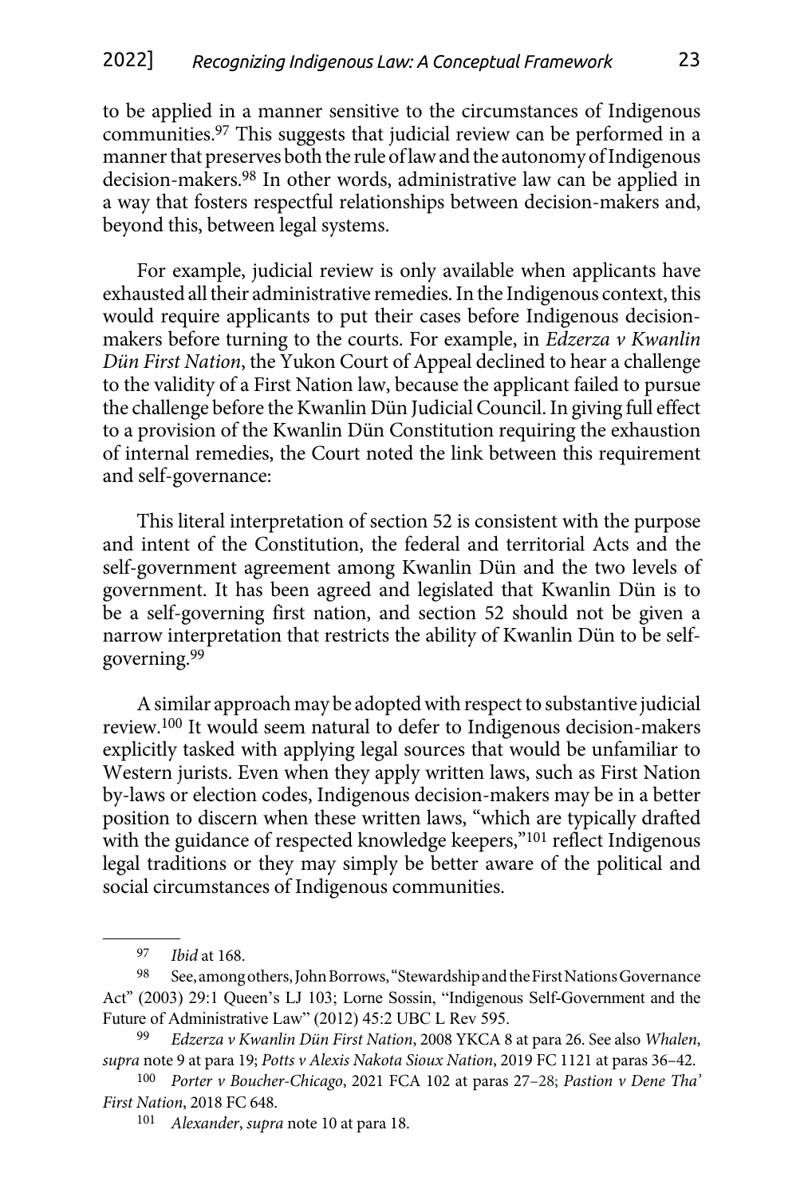to be applied in a manner sensitive to the circumstances of Indigenous communities.[97] This suggests that judicial review can be performed in a manner that preserves both the rule of law and the autonomy of Indigenous decision-makers.[98] In other words, administrative law can be applied in a way that fosters respectful relationships between decision-makers and, beyond this, between legal systems.

For example, judicial review is only available when applicants have exhausted all their administrative remedies. In the Indigenous context, this would require applicants to put their cases before Indigenous decision-makers before turning to the courts. For example, in *Edzerza v Kwanlin Dün First Nation*, the Yukon Court of Appeal declined to hear a challenge to the validity of a First Nation law, because the applicant failed to pursue the challenge before the Kwanlin Dün Judicial Council. In giving full effect to a provision of the Kwanlin Dün Constitution requiring the exhaustion of internal remedies, the Court noted the link between this requirement and self-governance:

> This literal interpretation of section 52 is consistent with the purpose and intent of the Constitution, the federal and territorial Acts and the self-government agreement among Kwanlin Dün and the two levels of government. It has been agreed and legislated that Kwanlin Dün is to be a self-governing first nation, and section 52 should not be given a narrow interpretation that restricts the ability of Kwanlin Dün to be self-governing.[99]

A similar approach may be adopted with respect to substantive judicial review.[100] It would seem natural to defer to Indigenous decision-makers explicitly tasked with applying legal sources that would be unfamiliar to Western jurists. Even when they apply written laws, such as First Nation by-laws or election codes, Indigenous decision-makers may be in a better position to discern when these written laws, "which are typically drafted with the guidance of respected knowledge keepers,"[101] reflect Indigenous legal traditions or they may simply be better aware of the political and social circumstances of Indigenous communities.

---

[97] *Ibid* at 168.

[98] See, among others, John Borrows, "Stewardship and the First Nations Governance Act" (2003) 29:1 Queen's LJ 103; Lorne Sossin, "Indigenous Self-Government and the Future of Administrative Law" (2012) 45:2 UBC L Rev 595.

[99] *Edzerza v Kwanlin Dün First Nation*, 2008 YKCA 8 at para 26. See also *Whalen*, *supra* note 9 at para 19; *Potts v Alexis Nakota Sioux Nation*, 2019 FC 1121 at paras 36–42.

[100] *Porter v Boucher-Chicago*, 2021 FCA 102 at paras 27–28; *Pastion v Dene Tha' First Nation*, 2018 FC 648.

[101] *Alexander*, *supra* note 10 at para 18.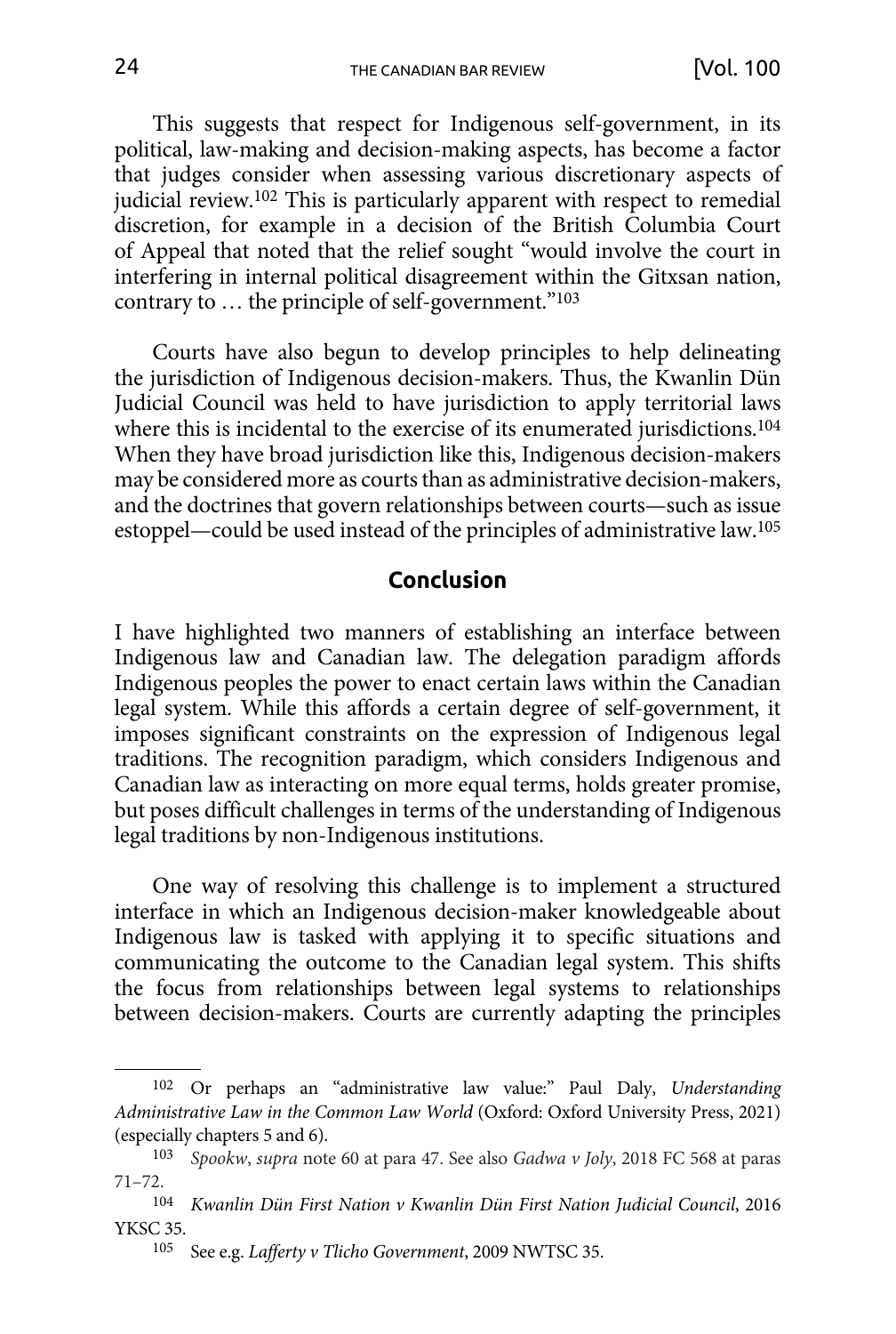This suggests that respect for Indigenous self-government, in its political, law-making and decision-making aspects, has become a factor that judges consider when assessing various discretionary aspects of judicial review.[102] This is particularly apparent with respect to remedial discretion, for example in a decision of the British Columbia Court of Appeal that noted that the relief sought "would involve the court in interfering in internal political disagreement within the Gitxsan nation, contrary to … the principle of self-government."[103]

Courts have also begun to develop principles to help delineating the jurisdiction of Indigenous decision-makers. Thus, the Kwanlin Dün Judicial Council was held to have jurisdiction to apply territorial laws where this is incidental to the exercise of its enumerated jurisdictions.[104] When they have broad jurisdiction like this, Indigenous decision-makers may be considered more as courts than as administrative decision-makers, and the doctrines that govern relationships between courts—such as issue estoppel—could be used instead of the principles of administrative law.[105]

## Conclusion

I have highlighted two manners of establishing an interface between Indigenous law and Canadian law. The delegation paradigm affords Indigenous peoples the power to enact certain laws within the Canadian legal system. While this affords a certain degree of self-government, it imposes significant constraints on the expression of Indigenous legal traditions. The recognition paradigm, which considers Indigenous and Canadian law as interacting on more equal terms, holds greater promise, but poses difficult challenges in terms of the understanding of Indigenous legal traditions by non-Indigenous institutions.

One way of resolving this challenge is to implement a structured interface in which an Indigenous decision-maker knowledgeable about Indigenous law is tasked with applying it to specific situations and communicating the outcome to the Canadian legal system. This shifts the focus from relationships between legal systems to relationships between decision-makers. Courts are currently adapting the principles

---

[102] Or perhaps an "administrative law value:" Paul Daly, *Understanding Administrative Law in the Common Law World* (Oxford: Oxford University Press, 2021) (especially chapters 5 and 6).

[103] *Spookw*, *supra* note 60 at para 47. See also *Gadwa v Joly*, 2018 FC 568 at paras 71–72.

[104] *Kwanlin Dün First Nation v Kwanlin Dün First Nation Judicial Council*, 2016 YKSC 35.

[105] See e.g. *Lafferty v Tlicho Government*, 2009 NWTSC 35.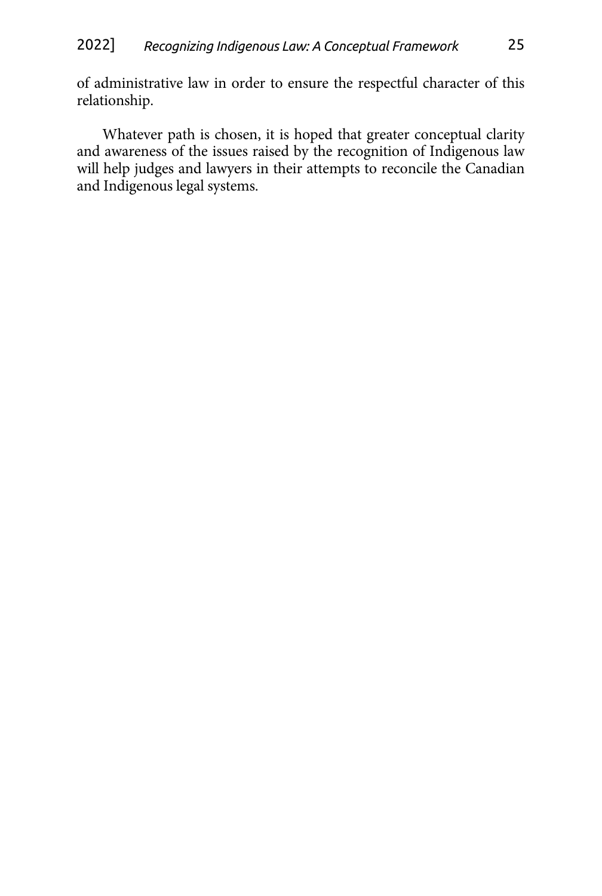of administrative law in order to ensure the respectful character of this relationship.

Whatever path is chosen, it is hoped that greater conceptual clarity and awareness of the issues raised by the recognition of Indigenous law will help judges and lawyers in their attempts to reconcile the Canadian and Indigenous legal systems.